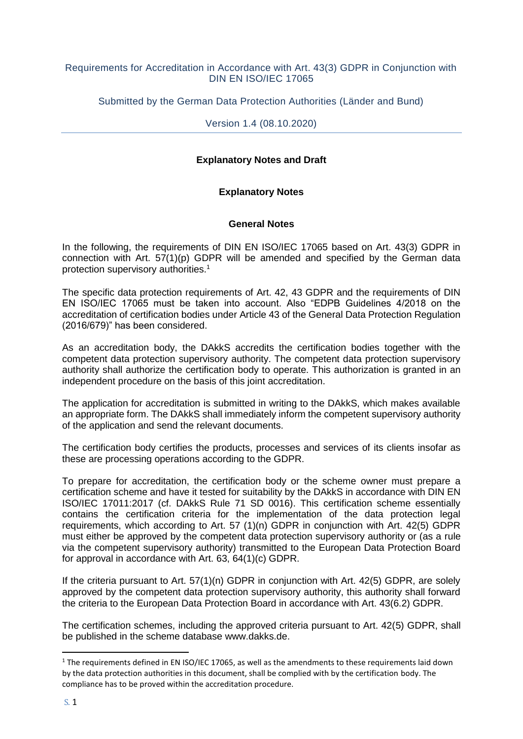Requirements for Accreditation in Accordance with Art. 43(3) GDPR in Conjunction with DIN EN ISO/IEC 17065

Submitted by the German Data Protection Authorities (Länder and Bund)

Version 1.4 (08.10.2020)

## Explanatory Notes and Draft

### Explanatory Notes

#### General Notes

In the following, the requirements of DIN EN ISO/IEC 17065 based on Art. 43(3) GDPR in connection with Art. 57(1)(p) GDPR will be amended and specified by the German data protection supervisory authorities.[1]

The specific data protection requirements of Art. 42, 43 GDPR and the requirements of DIN EN ISO/IEC 17065 must be taken into account. Also "EDPB Guidelines 4/2018 on the accreditation of certification bodies under Article 43 of the General Data Protection Regulation (2016/679)" has been considered.

As an accreditation body, the DAkkS accredits the certification bodies together with the competent data protection supervisory authority. The competent data protection supervisory authority shall authorize the certification body to operate. This authorization is granted in an independent procedure on the basis of this joint accreditation.

The application for accreditation is submitted in writing to the DAkkS, which makes available an appropriate form. The DAkkS shall immediately inform the competent supervisory authority of the application and send the relevant documents.

The certification body certifies the products, processes and services of its clients insofar as these are processing operations according to the GDPR.

To prepare for accreditation, the certification body or the scheme owner must prepare a certification scheme and have it tested for suitability by the DAkkS in accordance with DIN EN ISO/IEC 17011:2017 (cf. DAkkS Rule 71 SD 0016). This certification scheme essentially contains the certification criteria for the implementation of the data protection legal requirements, which according to Art. 57 (1)(n) GDPR in conjunction with Art. 42(5) GDPR must either be approved by the competent data protection supervisory authority or (as a rule via the competent supervisory authority) transmitted to the European Data Protection Board for approval in accordance with Art. 63, 64(1)(c) GDPR.

If the criteria pursuant to Art. 57(1)(n) GDPR in conjunction with Art. 42(5) GDPR, are solely approved by the competent data protection supervisory authority, this authority shall forward the criteria to the European Data Protection Board in accordance with Art. 43(6.2) GDPR.

The certification schemes, including the approved criteria pursuant to Art. 42(5) GDPR, shall be published in the scheme database www.dakks.de.

---

[1] The requirements defined in EN ISO/IEC 17065, as well as the amendments to these requirements laid down by the data protection authorities in this document, shall be complied with by the certification body. The compliance has to be proved within the accreditation procedure.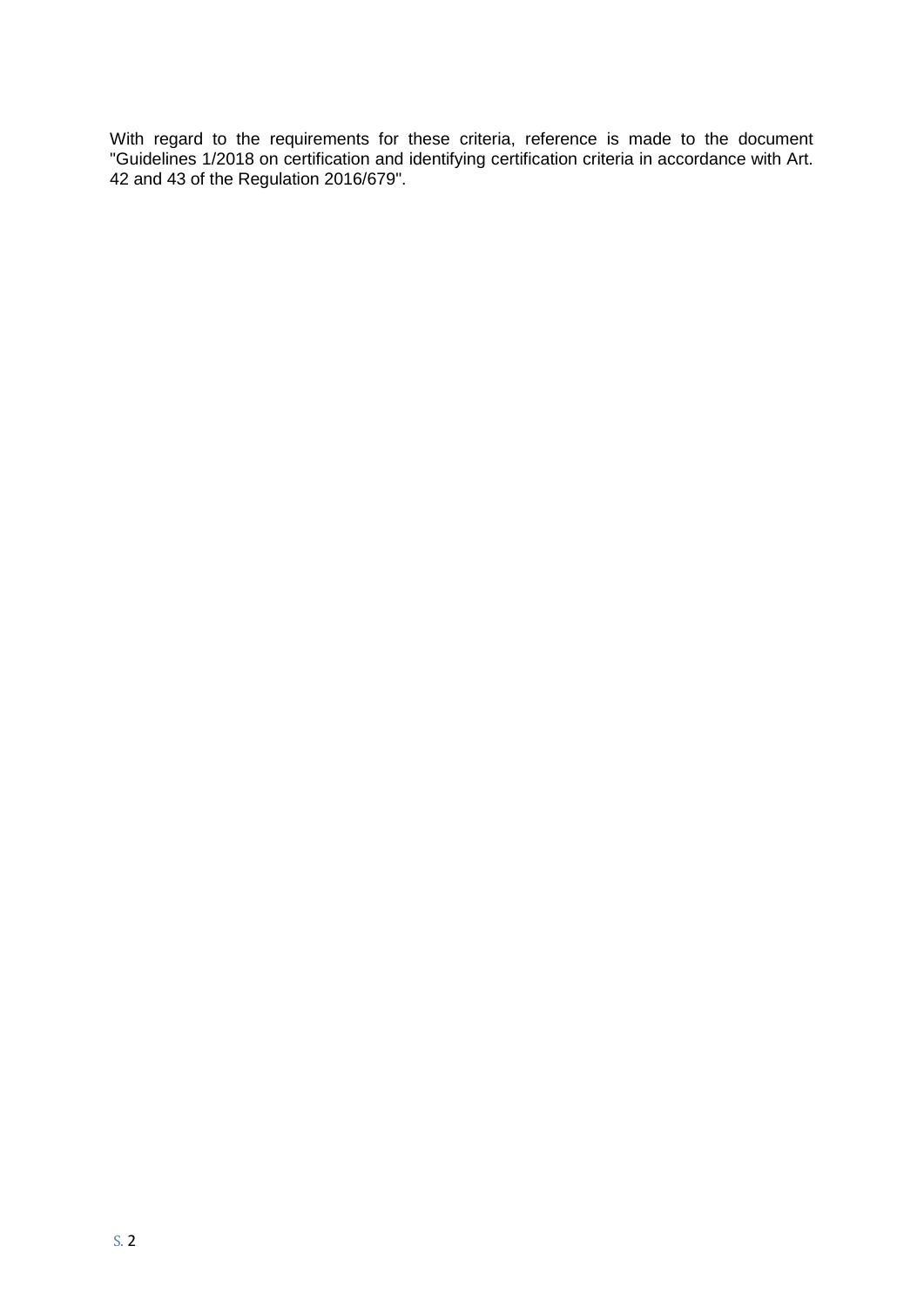With regard to the requirements for these criteria, reference is made to the document "Guidelines 1/2018 on certification and identifying certification criteria in accordance with Art. 42 and 43 of the Regulation 2016/679".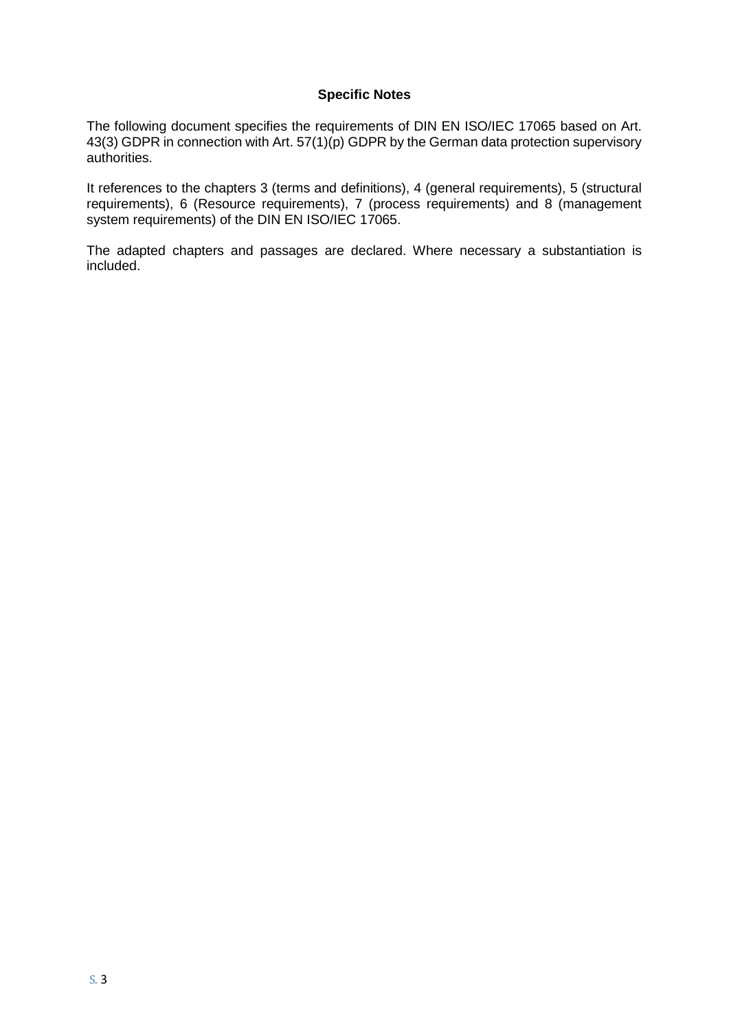## Specific Notes

The following document specifies the requirements of DIN EN ISO/IEC 17065 based on Art. 43(3) GDPR in connection with Art. 57(1)(p) GDPR by the German data protection supervisory authorities.

It references to the chapters 3 (terms and definitions), 4 (general requirements), 5 (structural requirements), 6 (Resource requirements), 7 (process requirements) and 8 (management system requirements) of the DIN EN ISO/IEC 17065.

The adapted chapters and passages are declared. Where necessary a substantiation is included.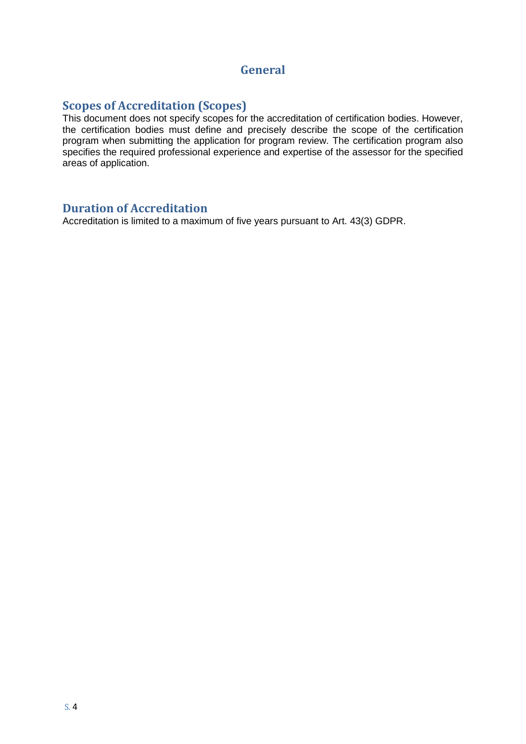# General

## Scopes of Accreditation (Scopes)

This document does not specify scopes for the accreditation of certification bodies. However, the certification bodies must define and precisely describe the scope of the certification program when submitting the application for program review. The certification program also specifies the required professional experience and expertise of the assessor for the specified areas of application.

## Duration of Accreditation

Accreditation is limited to a maximum of five years pursuant to Art. 43(3) GDPR.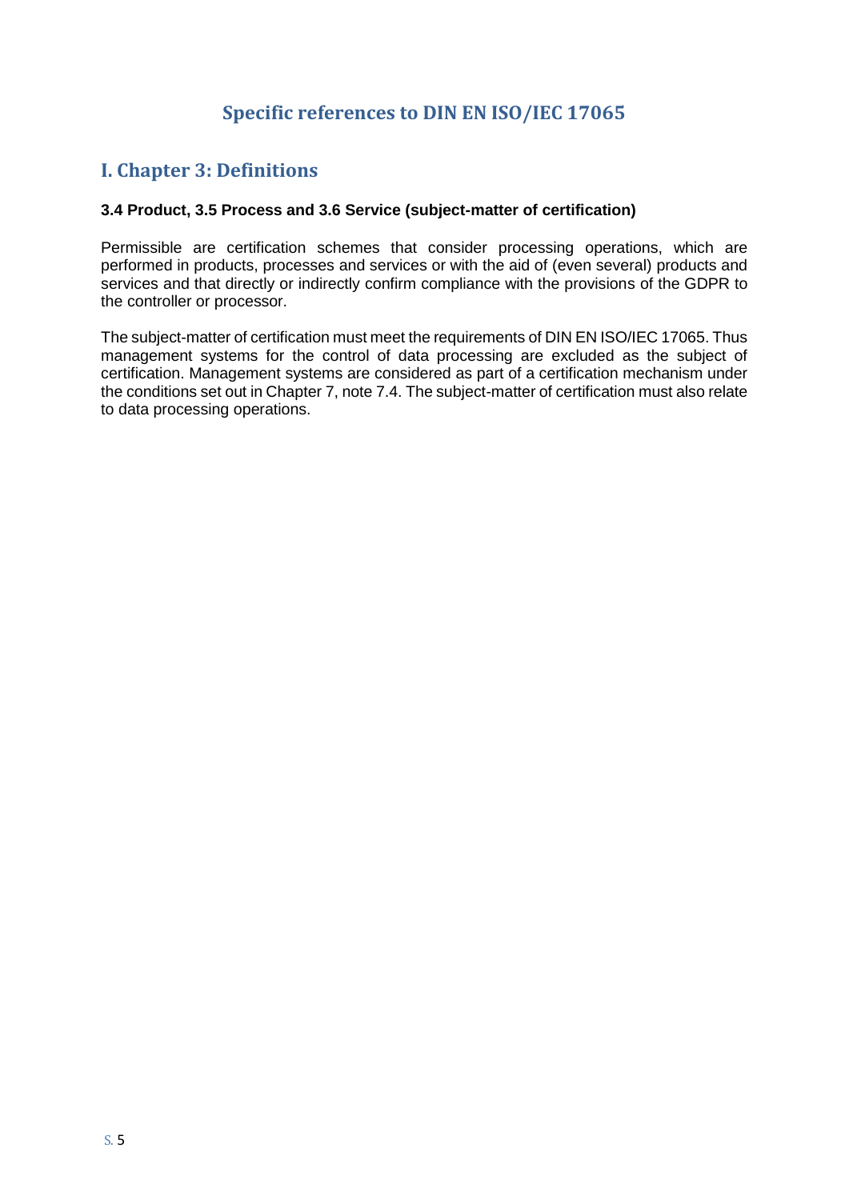# Specific references to DIN EN ISO/IEC 17065

## I. Chapter 3: Definitions

**3.4 Product, 3.5 Process and 3.6 Service (subject-matter of certification)**

Permissible are certification schemes that consider processing operations, which are performed in products, processes and services or with the aid of (even several) products and services and that directly or indirectly confirm compliance with the provisions of the GDPR to the controller or processor.

The subject-matter of certification must meet the requirements of DIN EN ISO/IEC 17065. Thus management systems for the control of data processing are excluded as the subject of certification. Management systems are considered as part of a certification mechanism under the conditions set out in Chapter 7, note 7.4. The subject-matter of certification must also relate to data processing operations.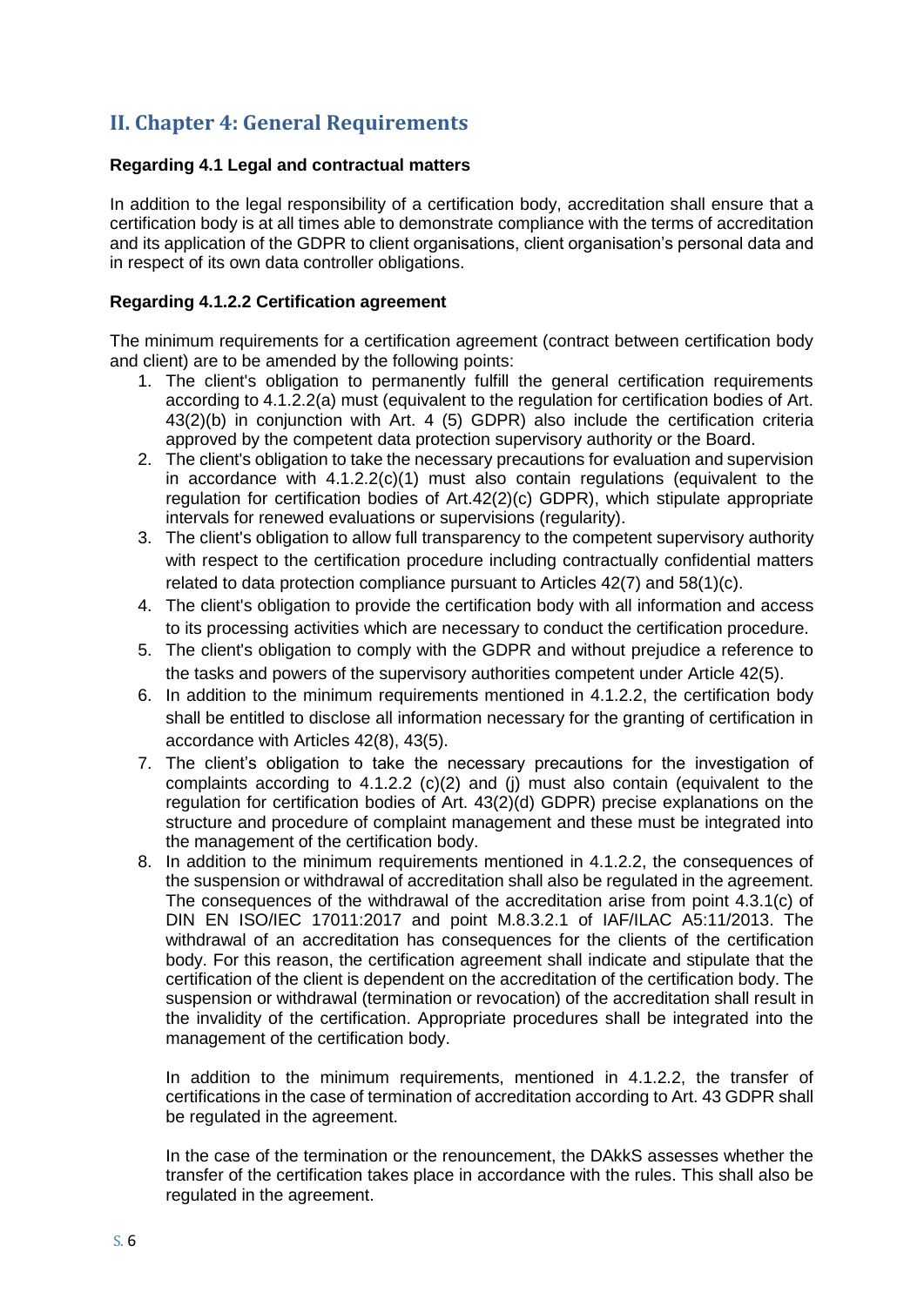## II. Chapter 4: General Requirements

**Regarding 4.1 Legal and contractual matters**

In addition to the legal responsibility of a certification body, accreditation shall ensure that a certification body is at all times able to demonstrate compliance with the terms of accreditation and its application of the GDPR to client organisations, client organisation's personal data and in respect of its own data controller obligations.

**Regarding 4.1.2.2 Certification agreement**

The minimum requirements for a certification agreement (contract between certification body and client) are to be amended by the following points:

1. The client's obligation to permanently fulfill the general certification requirements according to 4.1.2.2(a) must (equivalent to the regulation for certification bodies of Art. 43(2)(b) in conjunction with Art. 4 (5) GDPR) also include the certification criteria approved by the competent data protection supervisory authority or the Board.
2. The client's obligation to take the necessary precautions for evaluation and supervision in accordance with 4.1.2.2(c)(1) must also contain regulations (equivalent to the regulation for certification bodies of Art.42(2)(c) GDPR), which stipulate appropriate intervals for renewed evaluations or supervisions (regularity).
3. The client's obligation to allow full transparency to the competent supervisory authority with respect to the certification procedure including contractually confidential matters related to data protection compliance pursuant to Articles 42(7) and 58(1)(c).
4. The client's obligation to provide the certification body with all information and access to its processing activities which are necessary to conduct the certification procedure.
5. The client's obligation to comply with the GDPR and without prejudice a reference to the tasks and powers of the supervisory authorities competent under Article 42(5).
6. In addition to the minimum requirements mentioned in 4.1.2.2, the certification body shall be entitled to disclose all information necessary for the granting of certification in accordance with Articles 42(8), 43(5).
7. The client's obligation to take the necessary precautions for the investigation of complaints according to 4.1.2.2 (c)(2) and (j) must also contain (equivalent to the regulation for certification bodies of Art. 43(2)(d) GDPR) precise explanations on the structure and procedure of complaint management and these must be integrated into the management of the certification body.
8. In addition to the minimum requirements mentioned in 4.1.2.2, the consequences of the suspension or withdrawal of accreditation shall also be regulated in the agreement. The consequences of the withdrawal of the accreditation arise from point 4.3.1(c) of DIN EN ISO/IEC 17011:2017 and point M.8.3.2.1 of IAF/ILAC A5:11/2013. The withdrawal of an accreditation has consequences for the clients of the certification body. For this reason, the certification agreement shall indicate and stipulate that the certification of the client is dependent on the accreditation of the certification body. The suspension or withdrawal (termination or revocation) of the accreditation shall result in the invalidity of the certification. Appropriate procedures shall be integrated into the management of the certification body.

   In addition to the minimum requirements, mentioned in 4.1.2.2, the transfer of certifications in the case of termination of accreditation according to Art. 43 GDPR shall be regulated in the agreement.

   In the case of the termination or the renouncement, the DAkkS assesses whether the transfer of the certification takes place in accordance with the rules. This shall also be regulated in the agreement.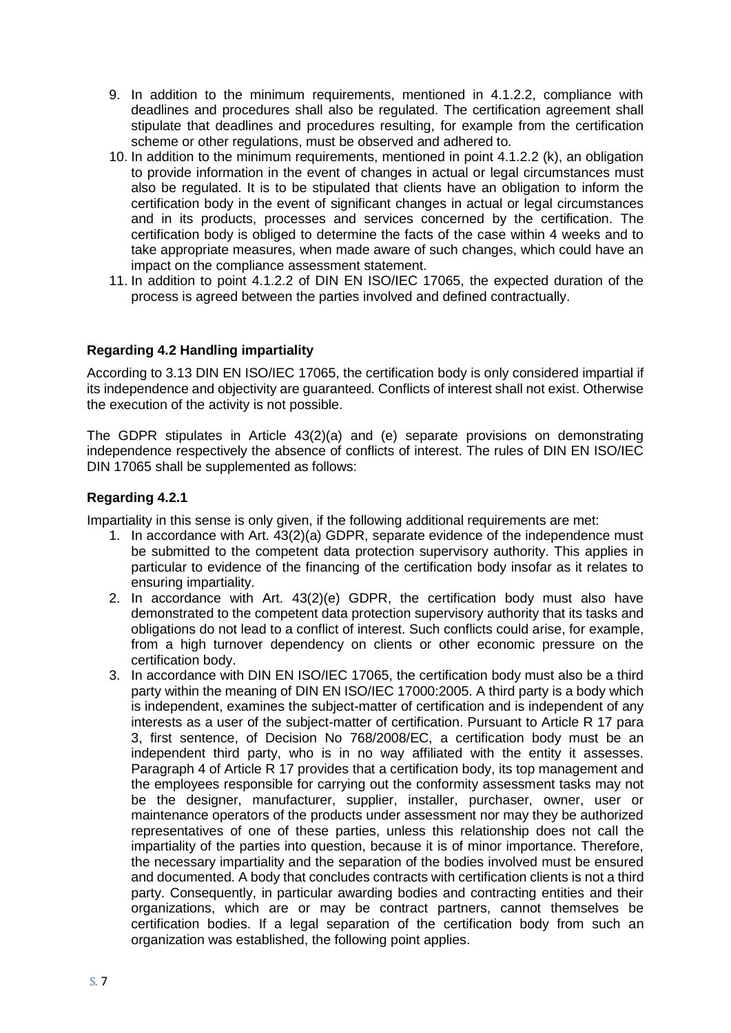9. In addition to the minimum requirements, mentioned in 4.1.2.2, compliance with deadlines and procedures shall also be regulated. The certification agreement shall stipulate that deadlines and procedures resulting, for example from the certification scheme or other regulations, must be observed and adhered to.
10. In addition to the minimum requirements, mentioned in point 4.1.2.2 (k), an obligation to provide information in the event of changes in actual or legal circumstances must also be regulated. It is to be stipulated that clients have an obligation to inform the certification body in the event of significant changes in actual or legal circumstances and in its products, processes and services concerned by the certification. The certification body is obliged to determine the facts of the case within 4 weeks and to take appropriate measures, when made aware of such changes, which could have an impact on the compliance assessment statement.
11. In addition to point 4.1.2.2 of DIN EN ISO/IEC 17065, the expected duration of the process is agreed between the parties involved and defined contractually.

**Regarding 4.2 Handling impartiality**

According to 3.13 DIN EN ISO/IEC 17065, the certification body is only considered impartial if its independence and objectivity are guaranteed. Conflicts of interest shall not exist. Otherwise the execution of the activity is not possible.

The GDPR stipulates in Article 43(2)(a) and (e) separate provisions on demonstrating independence respectively the absence of conflicts of interest. The rules of DIN EN ISO/IEC DIN 17065 shall be supplemented as follows:

**Regarding 4.2.1**

Impartiality in this sense is only given, if the following additional requirements are met:

1. In accordance with Art. 43(2)(a) GDPR, separate evidence of the independence must be submitted to the competent data protection supervisory authority. This applies in particular to evidence of the financing of the certification body insofar as it relates to ensuring impartiality.
2. In accordance with Art. 43(2)(e) GDPR, the certification body must also have demonstrated to the competent data protection supervisory authority that its tasks and obligations do not lead to a conflict of interest. Such conflicts could arise, for example, from a high turnover dependency on clients or other economic pressure on the certification body.
3. In accordance with DIN EN ISO/IEC 17065, the certification body must also be a third party within the meaning of DIN EN ISO/IEC 17000:2005. A third party is a body which is independent, examines the subject-matter of certification and is independent of any interests as a user of the subject-matter of certification. Pursuant to Article R 17 para 3, first sentence, of Decision No 768/2008/EC, a certification body must be an independent third party, who is in no way affiliated with the entity it assesses. Paragraph 4 of Article R 17 provides that a certification body, its top management and the employees responsible for carrying out the conformity assessment tasks may not be the designer, manufacturer, supplier, installer, purchaser, owner, user or maintenance operators of the products under assessment nor may they be authorized representatives of one of these parties, unless this relationship does not call the impartiality of the parties into question, because it is of minor importance. Therefore, the necessary impartiality and the separation of the bodies involved must be ensured and documented. A body that concludes contracts with certification clients is not a third party. Consequently, in particular awarding bodies and contracting entities and their organizations, which are or may be contract partners, cannot themselves be certification bodies. If a legal separation of the certification body from such an organization was established, the following point applies.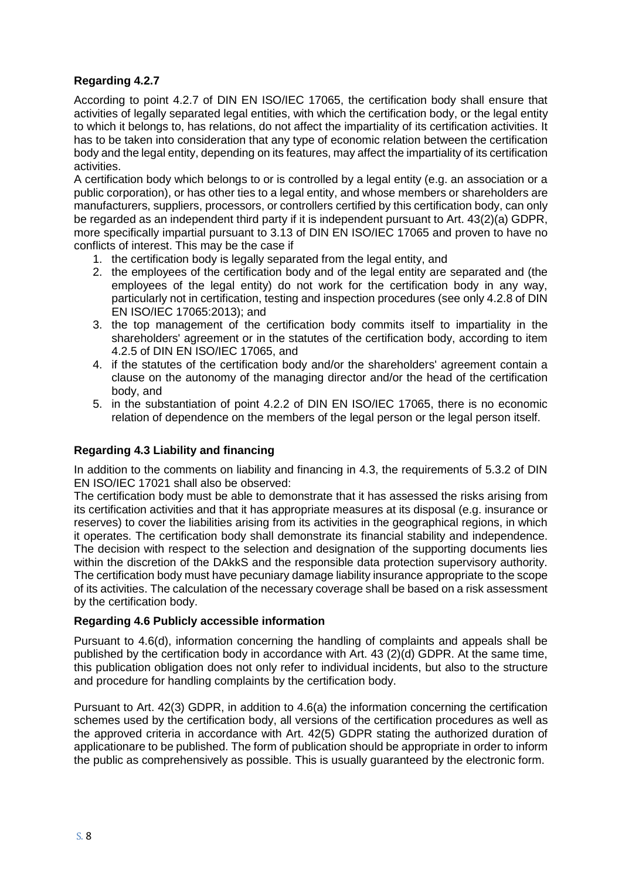### Regarding 4.2.7

According to point 4.2.7 of DIN EN ISO/IEC 17065, the certification body shall ensure that activities of legally separated legal entities, with which the certification body, or the legal entity to which it belongs to, has relations, do not affect the impartiality of its certification activities. It has to be taken into consideration that any type of economic relation between the certification body and the legal entity, depending on its features, may affect the impartiality of its certification activities.

A certification body which belongs to or is controlled by a legal entity (e.g. an association or a public corporation), or has other ties to a legal entity, and whose members or shareholders are manufacturers, suppliers, processors, or controllers certified by this certification body, can only be regarded as an independent third party if it is independent pursuant to Art. 43(2)(a) GDPR, more specifically impartial pursuant to 3.13 of DIN EN ISO/IEC 17065 and proven to have no conflicts of interest. This may be the case if

1. the certification body is legally separated from the legal entity, and
2. the employees of the certification body and of the legal entity are separated and (the employees of the legal entity) do not work for the certification body in any way, particularly not in certification, testing and inspection procedures (see only 4.2.8 of DIN EN ISO/IEC 17065:2013); and
3. the top management of the certification body commits itself to impartiality in the shareholders' agreement or in the statutes of the certification body, according to item 4.2.5 of DIN EN ISO/IEC 17065, and
4. if the statutes of the certification body and/or the shareholders' agreement contain a clause on the autonomy of the managing director and/or the head of the certification body, and
5. in the substantiation of point 4.2.2 of DIN EN ISO/IEC 17065, there is no economic relation of dependence on the members of the legal person or the legal person itself.

### Regarding 4.3 Liability and financing

In addition to the comments on liability and financing in 4.3, the requirements of 5.3.2 of DIN EN ISO/IEC 17021 shall also be observed:

The certification body must be able to demonstrate that it has assessed the risks arising from its certification activities and that it has appropriate measures at its disposal (e.g. insurance or reserves) to cover the liabilities arising from its activities in the geographical regions, in which it operates. The certification body shall demonstrate its financial stability and independence. The decision with respect to the selection and designation of the supporting documents lies within the discretion of the DAkkS and the responsible data protection supervisory authority. The certification body must have pecuniary damage liability insurance appropriate to the scope of its activities. The calculation of the necessary coverage shall be based on a risk assessment by the certification body.

### Regarding 4.6 Publicly accessible information

Pursuant to 4.6(d), information concerning the handling of complaints and appeals shall be published by the certification body in accordance with Art. 43 (2)(d) GDPR. At the same time, this publication obligation does not only refer to individual incidents, but also to the structure and procedure for handling complaints by the certification body.

Pursuant to Art. 42(3) GDPR, in addition to 4.6(a) the information concerning the certification schemes used by the certification body, all versions of the certification procedures as well as the approved criteria in accordance with Art. 42(5) GDPR stating the authorized duration of applicationare to be published. The form of publication should be appropriate in order to inform the public as comprehensively as possible. This is usually guaranteed by the electronic form.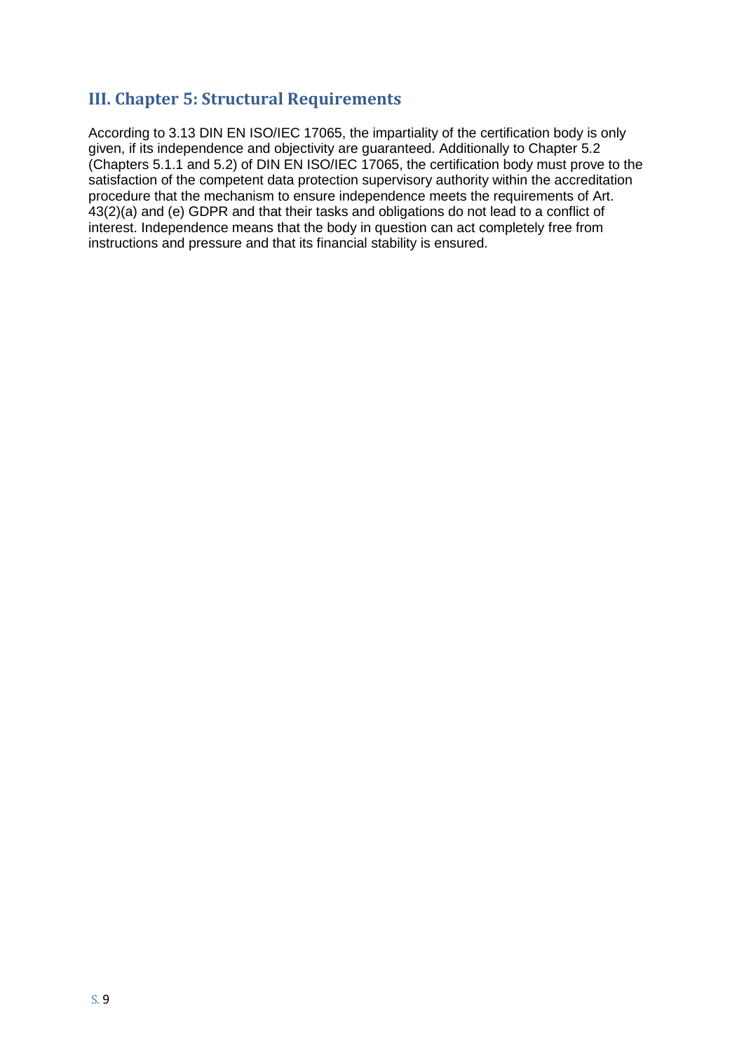## III. Chapter 5: Structural Requirements

According to 3.13 DIN EN ISO/IEC 17065, the impartiality of the certification body is only given, if its independence and objectivity are guaranteed. Additionally to Chapter 5.2 (Chapters 5.1.1 and 5.2) of DIN EN ISO/IEC 17065, the certification body must prove to the satisfaction of the competent data protection supervisory authority within the accreditation procedure that the mechanism to ensure independence meets the requirements of Art. 43(2)(a) and (e) GDPR and that their tasks and obligations do not lead to a conflict of interest. Independence means that the body in question can act completely free from instructions and pressure and that its financial stability is ensured.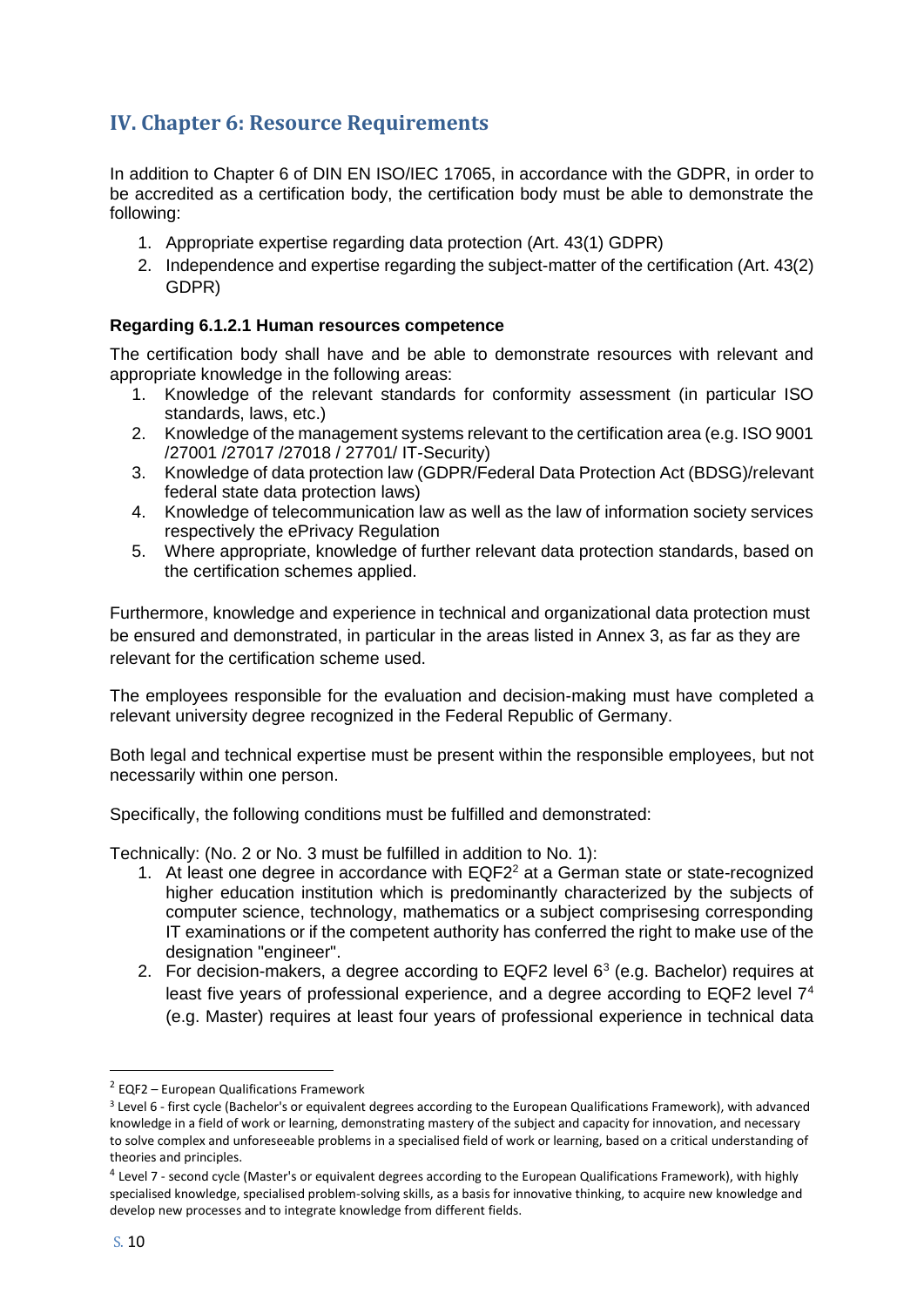## IV. Chapter 6: Resource Requirements

In addition to Chapter 6 of DIN EN ISO/IEC 17065, in accordance with the GDPR, in order to be accredited as a certification body, the certification body must be able to demonstrate the following:

1. Appropriate expertise regarding data protection (Art. 43(1) GDPR)
2. Independence and expertise regarding the subject-matter of the certification (Art. 43(2) GDPR)

**Regarding 6.1.2.1 Human resources competence**

The certification body shall have and be able to demonstrate resources with relevant and appropriate knowledge in the following areas:

1. Knowledge of the relevant standards for conformity assessment (in particular ISO standards, laws, etc.)
2. Knowledge of the management systems relevant to the certification area (e.g. ISO 9001 /27001 /27017 /27018 / 27701/ IT-Security)
3. Knowledge of data protection law (GDPR/Federal Data Protection Act (BDSG)/relevant federal state data protection laws)
4. Knowledge of telecommunication law as well as the law of information society services respectively the ePrivacy Regulation
5. Where appropriate, knowledge of further relevant data protection standards, based on the certification schemes applied.

Furthermore, knowledge and experience in technical and organizational data protection must be ensured and demonstrated, in particular in the areas listed in Annex 3, as far as they are relevant for the certification scheme used.

The employees responsible for the evaluation and decision-making must have completed a relevant university degree recognized in the Federal Republic of Germany.

Both legal and technical expertise must be present within the responsible employees, but not necessarily within one person.

Specifically, the following conditions must be fulfilled and demonstrated:

Technically: (No. 2 or No. 3 must be fulfilled in addition to No. 1):

1. At least one degree in accordance with EQF2[2] at a German state or state-recognized higher education institution which is predominantly characterized by the subjects of computer science, technology, mathematics or a subject comprisesing corresponding IT examinations or if the competent authority has conferred the right to make use of the designation "engineer".
2. For decision-makers, a degree according to EQF2 level 6[3] (e.g. Bachelor) requires at least five years of professional experience, and a degree according to EQF2 level 7[4] (e.g. Master) requires at least four years of professional experience in technical data

---

[2] EQF2 – European Qualifications Framework

[3] Level 6 - first cycle (Bachelor's or equivalent degrees according to the European Qualifications Framework), with advanced knowledge in a field of work or learning, demonstrating mastery of the subject and capacity for innovation, and necessary to solve complex and unforeseeable problems in a specialised field of work or learning, based on a critical understanding of theories and principles.

[4] Level 7 - second cycle (Master's or equivalent degrees according to the European Qualifications Framework), with highly specialised knowledge, specialised problem-solving skills, as a basis for innovative thinking, to acquire new knowledge and develop new processes and to integrate knowledge from different fields.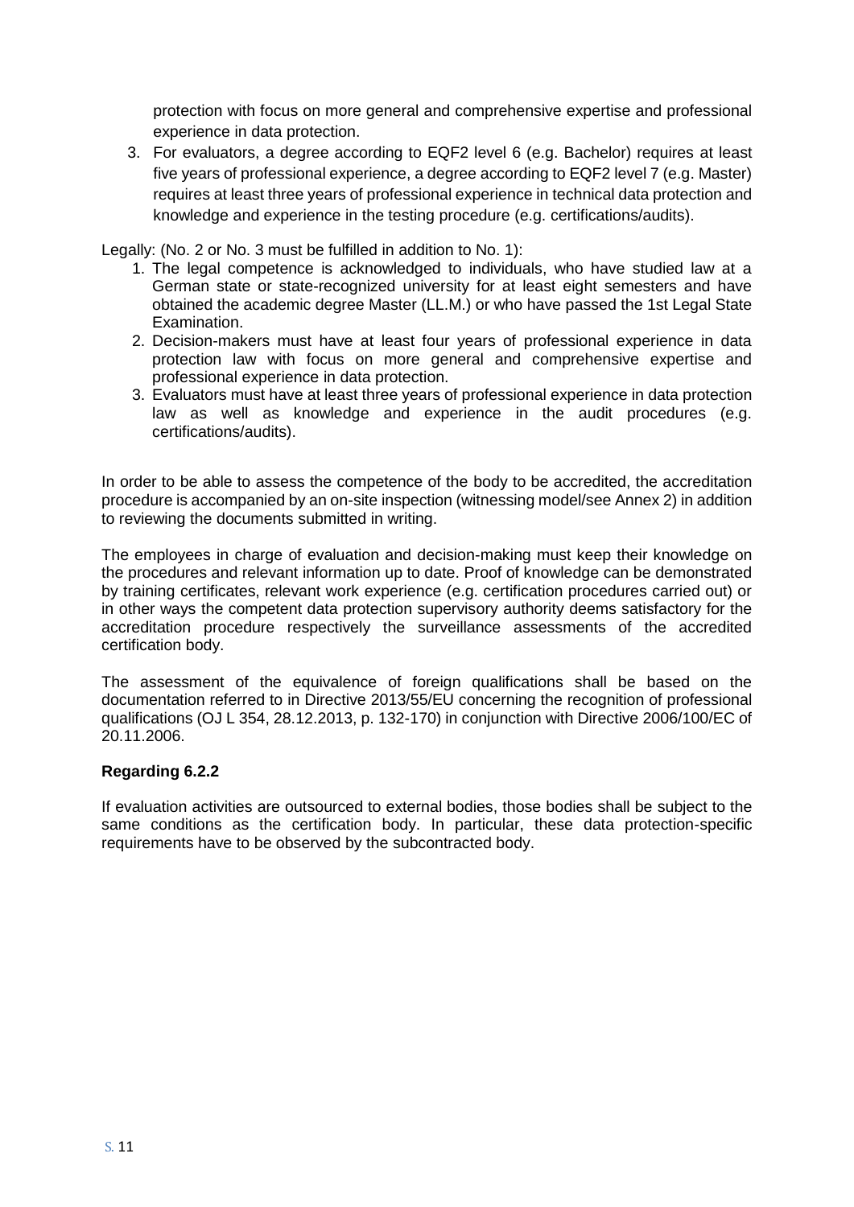protection with focus on more general and comprehensive expertise and professional experience in data protection.

3. For evaluators, a degree according to EQF2 level 6 (e.g. Bachelor) requires at least five years of professional experience, a degree according to EQF2 level 7 (e.g. Master) requires at least three years of professional experience in technical data protection and knowledge and experience in the testing procedure (e.g. certifications/audits).

Legally: (No. 2 or No. 3 must be fulfilled in addition to No. 1):

1. The legal competence is acknowledged to individuals, who have studied law at a German state or state-recognized university for at least eight semesters and have obtained the academic degree Master (LL.M.) or who have passed the 1st Legal State Examination.
2. Decision-makers must have at least four years of professional experience in data protection law with focus on more general and comprehensive expertise and professional experience in data protection.
3. Evaluators must have at least three years of professional experience in data protection law as well as knowledge and experience in the audit procedures (e.g. certifications/audits).

In order to be able to assess the competence of the body to be accredited, the accreditation procedure is accompanied by an on-site inspection (witnessing model/see Annex 2) in addition to reviewing the documents submitted in writing.

The employees in charge of evaluation and decision-making must keep their knowledge on the procedures and relevant information up to date. Proof of knowledge can be demonstrated by training certificates, relevant work experience (e.g. certification procedures carried out) or in other ways the competent data protection supervisory authority deems satisfactory for the accreditation procedure respectively the surveillance assessments of the accredited certification body.

The assessment of the equivalence of foreign qualifications shall be based on the documentation referred to in Directive 2013/55/EU concerning the recognition of professional qualifications (OJ L 354, 28.12.2013, p. 132-170) in conjunction with Directive 2006/100/EC of 20.11.2006.

**Regarding 6.2.2**

If evaluation activities are outsourced to external bodies, those bodies shall be subject to the same conditions as the certification body. In particular, these data protection-specific requirements have to be observed by the subcontracted body.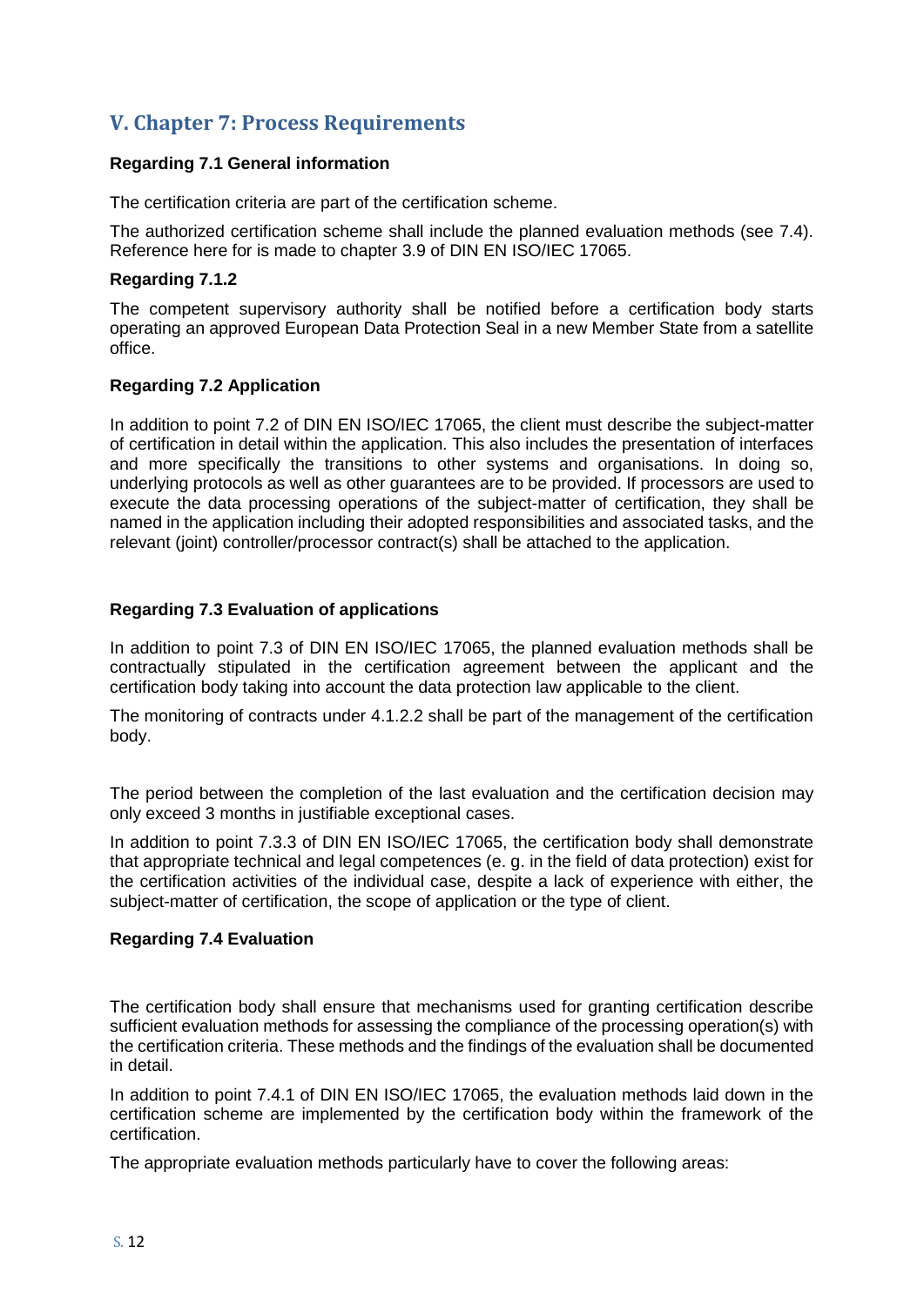## V. Chapter 7: Process Requirements

**Regarding 7.1 General information**

The certification criteria are part of the certification scheme.

The authorized certification scheme shall include the planned evaluation methods (see 7.4). Reference here for is made to chapter 3.9 of DIN EN ISO/IEC 17065.

**Regarding 7.1.2**

The competent supervisory authority shall be notified before a certification body starts operating an approved European Data Protection Seal in a new Member State from a satellite office.

**Regarding 7.2 Application**

In addition to point 7.2 of DIN EN ISO/IEC 17065, the client must describe the subject-matter of certification in detail within the application. This also includes the presentation of interfaces and more specifically the transitions to other systems and organisations. In doing so, underlying protocols as well as other guarantees are to be provided. If processors are used to execute the data processing operations of the subject-matter of certification, they shall be named in the application including their adopted responsibilities and associated tasks, and the relevant (joint) controller/processor contract(s) shall be attached to the application.

**Regarding 7.3 Evaluation of applications**

In addition to point 7.3 of DIN EN ISO/IEC 17065, the planned evaluation methods shall be contractually stipulated in the certification agreement between the applicant and the certification body taking into account the data protection law applicable to the client.

The monitoring of contracts under 4.1.2.2 shall be part of the management of the certification body.

The period between the completion of the last evaluation and the certification decision may only exceed 3 months in justifiable exceptional cases.

In addition to point 7.3.3 of DIN EN ISO/IEC 17065, the certification body shall demonstrate that appropriate technical and legal competences (e. g. in the field of data protection) exist for the certification activities of the individual case, despite a lack of experience with either, the subject-matter of certification, the scope of application or the type of client.

**Regarding 7.4 Evaluation**

The certification body shall ensure that mechanisms used for granting certification describe sufficient evaluation methods for assessing the compliance of the processing operation(s) with the certification criteria. These methods and the findings of the evaluation shall be documented in detail.

In addition to point 7.4.1 of DIN EN ISO/IEC 17065, the evaluation methods laid down in the certification scheme are implemented by the certification body within the framework of the certification.

The appropriate evaluation methods particularly have to cover the following areas: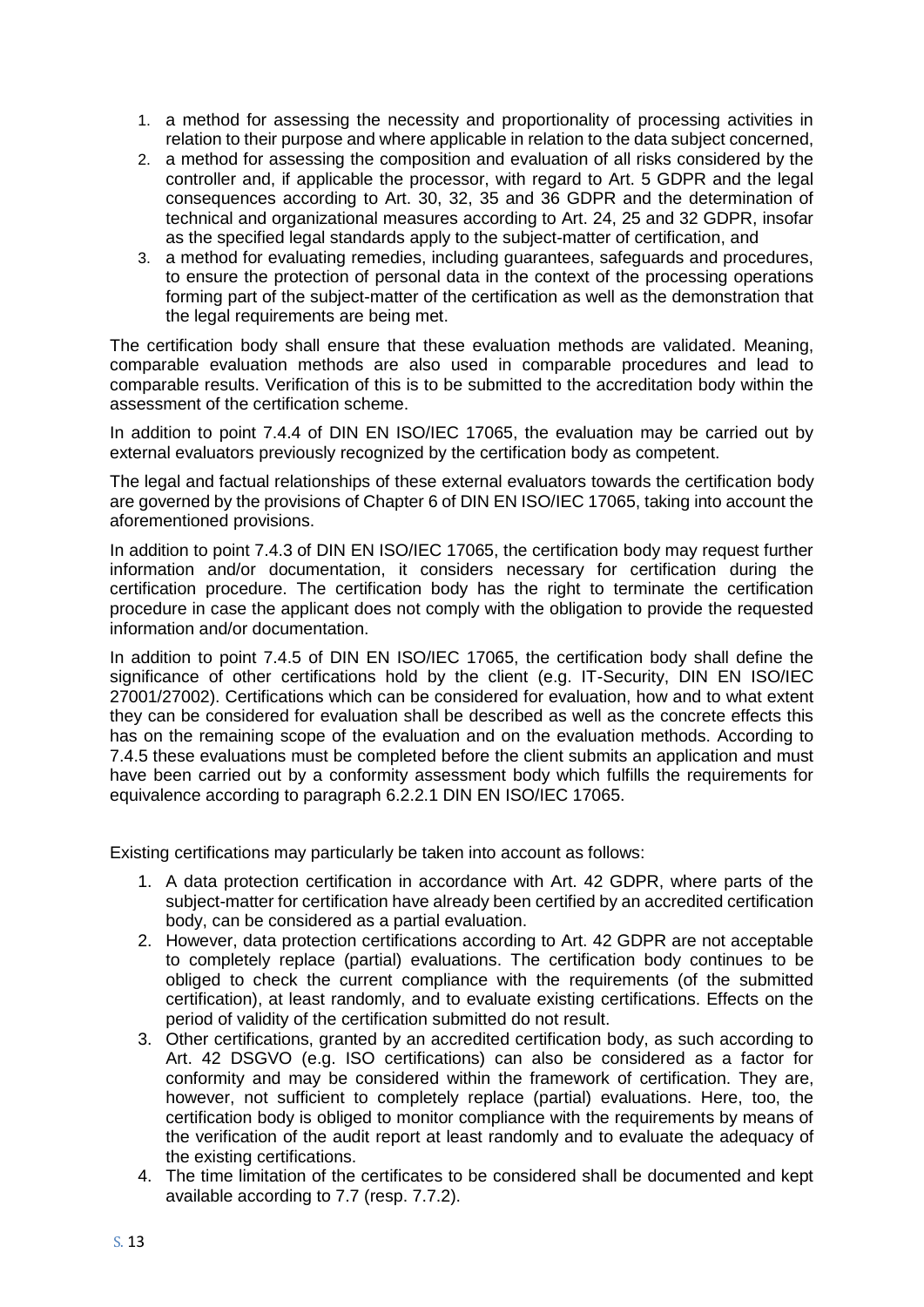1. a method for assessing the necessity and proportionality of processing activities in relation to their purpose and where applicable in relation to the data subject concerned,
2. a method for assessing the composition and evaluation of all risks considered by the controller and, if applicable the processor, with regard to Art. 5 GDPR and the legal consequences according to Art. 30, 32, 35 and 36 GDPR and the determination of technical and organizational measures according to Art. 24, 25 and 32 GDPR, insofar as the specified legal standards apply to the subject-matter of certification, and
3. a method for evaluating remedies, including guarantees, safeguards and procedures, to ensure the protection of personal data in the context of the processing operations forming part of the subject-matter of the certification as well as the demonstration that the legal requirements are being met.

The certification body shall ensure that these evaluation methods are validated. Meaning, comparable evaluation methods are also used in comparable procedures and lead to comparable results. Verification of this is to be submitted to the accreditation body within the assessment of the certification scheme.

In addition to point 7.4.4 of DIN EN ISO/IEC 17065, the evaluation may be carried out by external evaluators previously recognized by the certification body as competent.

The legal and factual relationships of these external evaluators towards the certification body are governed by the provisions of Chapter 6 of DIN EN ISO/IEC 17065, taking into account the aforementioned provisions.

In addition to point 7.4.3 of DIN EN ISO/IEC 17065, the certification body may request further information and/or documentation, it considers necessary for certification during the certification procedure. The certification body has the right to terminate the certification procedure in case the applicant does not comply with the obligation to provide the requested information and/or documentation.

In addition to point 7.4.5 of DIN EN ISO/IEC 17065, the certification body shall define the significance of other certifications hold by the client (e.g. IT-Security, DIN EN ISO/IEC 27001/27002). Certifications which can be considered for evaluation, how and to what extent they can be considered for evaluation shall be described as well as the concrete effects this has on the remaining scope of the evaluation and on the evaluation methods. According to 7.4.5 these evaluations must be completed before the client submits an application and must have been carried out by a conformity assessment body which fulfills the requirements for equivalence according to paragraph 6.2.2.1 DIN EN ISO/IEC 17065.

Existing certifications may particularly be taken into account as follows:

1. A data protection certification in accordance with Art. 42 GDPR, where parts of the subject-matter for certification have already been certified by an accredited certification body, can be considered as a partial evaluation.
2. However, data protection certifications according to Art. 42 GDPR are not acceptable to completely replace (partial) evaluations. The certification body continues to be obliged to check the current compliance with the requirements (of the submitted certification), at least randomly, and to evaluate existing certifications. Effects on the period of validity of the certification submitted do not result.
3. Other certifications, granted by an accredited certification body, as such according to Art. 42 DSGVO (e.g. ISO certifications) can also be considered as a factor for conformity and may be considered within the framework of certification. They are, however, not sufficient to completely replace (partial) evaluations. Here, too, the certification body is obliged to monitor compliance with the requirements by means of the verification of the audit report at least randomly and to evaluate the adequacy of the existing certifications.
4. The time limitation of the certificates to be considered shall be documented and kept available according to 7.7 (resp. 7.7.2).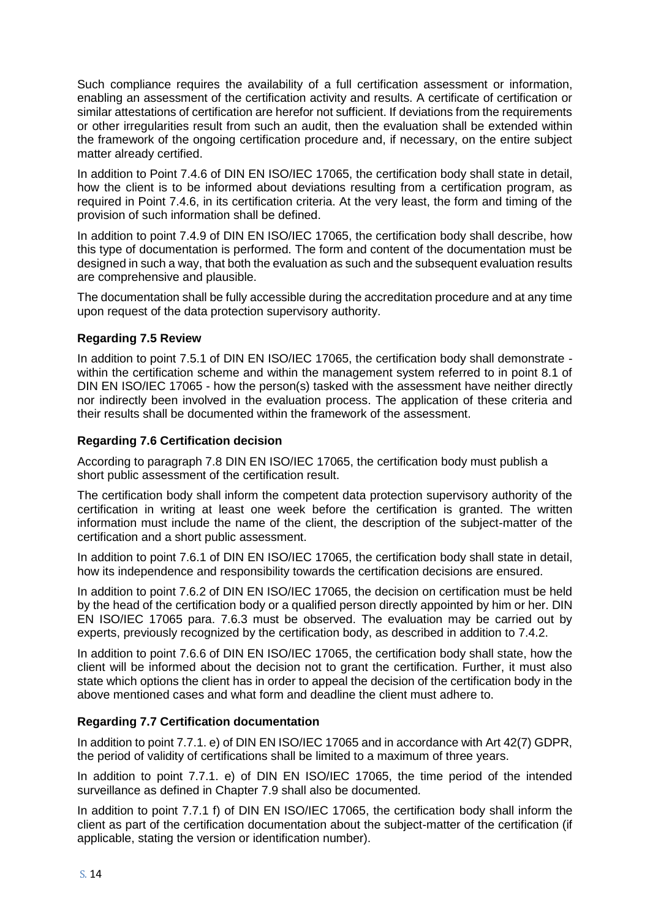Such compliance requires the availability of a full certification assessment or information, enabling an assessment of the certification activity and results. A certificate of certification or similar attestations of certification are herefor not sufficient. If deviations from the requirements or other irregularities result from such an audit, then the evaluation shall be extended within the framework of the ongoing certification procedure and, if necessary, on the entire subject matter already certified.

In addition to Point 7.4.6 of DIN EN ISO/IEC 17065, the certification body shall state in detail, how the client is to be informed about deviations resulting from a certification program, as required in Point 7.4.6, in its certification criteria. At the very least, the form and timing of the provision of such information shall be defined.

In addition to point 7.4.9 of DIN EN ISO/IEC 17065, the certification body shall describe, how this type of documentation is performed. The form and content of the documentation must be designed in such a way, that both the evaluation as such and the subsequent evaluation results are comprehensive and plausible.

The documentation shall be fully accessible during the accreditation procedure and at any time upon request of the data protection supervisory authority.

### Regarding 7.5 Review

In addition to point 7.5.1 of DIN EN ISO/IEC 17065, the certification body shall demonstrate - within the certification scheme and within the management system referred to in point 8.1 of DIN EN ISO/IEC 17065 - how the person(s) tasked with the assessment have neither directly nor indirectly been involved in the evaluation process. The application of these criteria and their results shall be documented within the framework of the assessment.

### Regarding 7.6 Certification decision

According to paragraph 7.8 DIN EN ISO/IEC 17065, the certification body must publish a short public assessment of the certification result.

The certification body shall inform the competent data protection supervisory authority of the certification in writing at least one week before the certification is granted. The written information must include the name of the client, the description of the subject-matter of the certification and a short public assessment.

In addition to point 7.6.1 of DIN EN ISO/IEC 17065, the certification body shall state in detail, how its independence and responsibility towards the certification decisions are ensured.

In addition to point 7.6.2 of DIN EN ISO/IEC 17065, the decision on certification must be held by the head of the certification body or a qualified person directly appointed by him or her. DIN EN ISO/IEC 17065 para. 7.6.3 must be observed. The evaluation may be carried out by experts, previously recognized by the certification body, as described in addition to 7.4.2.

In addition to point 7.6.6 of DIN EN ISO/IEC 17065, the certification body shall state, how the client will be informed about the decision not to grant the certification. Further, it must also state which options the client has in order to appeal the decision of the certification body in the above mentioned cases and what form and deadline the client must adhere to.

### Regarding 7.7 Certification documentation

In addition to point 7.7.1. e) of DIN EN ISO/IEC 17065 and in accordance with Art 42(7) GDPR, the period of validity of certifications shall be limited to a maximum of three years.

In addition to point 7.7.1. e) of DIN EN ISO/IEC 17065, the time period of the intended surveillance as defined in Chapter 7.9 shall also be documented.

In addition to point 7.7.1 f) of DIN EN ISO/IEC 17065, the certification body shall inform the client as part of the certification documentation about the subject-matter of the certification (if applicable, stating the version or identification number).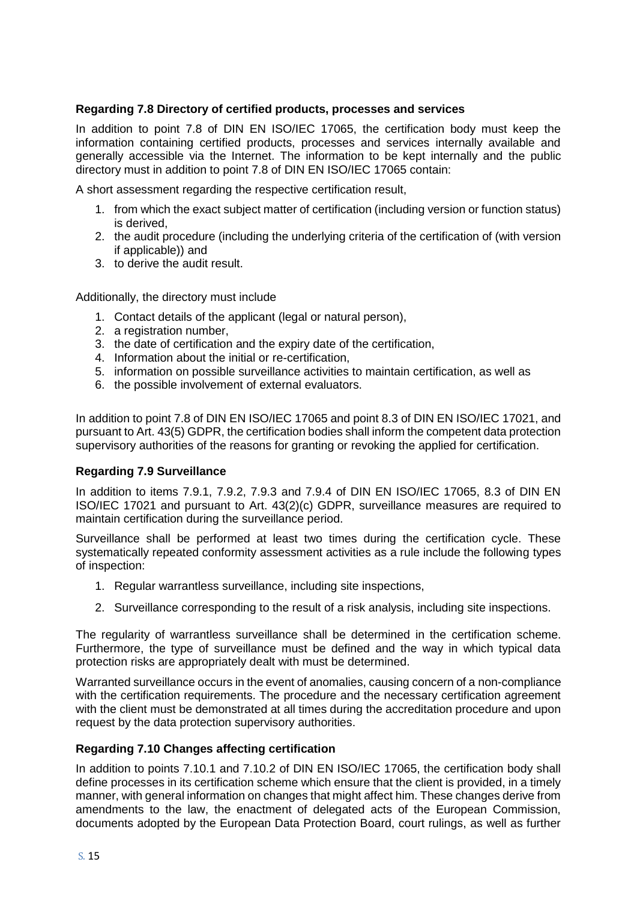**Regarding 7.8 Directory of certified products, processes and services**

In addition to point 7.8 of DIN EN ISO/IEC 17065, the certification body must keep the information containing certified products, processes and services internally available and generally accessible via the Internet. The information to be kept internally and the public directory must in addition to point 7.8 of DIN EN ISO/IEC 17065 contain:

A short assessment regarding the respective certification result,

1. from which the exact subject matter of certification (including version or function status) is derived,
2. the audit procedure (including the underlying criteria of the certification of (with version if applicable)) and
3. to derive the audit result.

Additionally, the directory must include

1. Contact details of the applicant (legal or natural person),
2. a registration number,
3. the date of certification and the expiry date of the certification,
4. Information about the initial or re-certification,
5. information on possible surveillance activities to maintain certification, as well as
6. the possible involvement of external evaluators.

In addition to point 7.8 of DIN EN ISO/IEC 17065 and point 8.3 of DIN EN ISO/IEC 17021, and pursuant to Art. 43(5) GDPR, the certification bodies shall inform the competent data protection supervisory authorities of the reasons for granting or revoking the applied for certification.

**Regarding 7.9 Surveillance**

In addition to items 7.9.1, 7.9.2, 7.9.3 and 7.9.4 of DIN EN ISO/IEC 17065, 8.3 of DIN EN ISO/IEC 17021 and pursuant to Art. 43(2)(c) GDPR, surveillance measures are required to maintain certification during the surveillance period.

Surveillance shall be performed at least two times during the certification cycle. These systematically repeated conformity assessment activities as a rule include the following types of inspection:

1. Regular warrantless surveillance, including site inspections,
2. Surveillance corresponding to the result of a risk analysis, including site inspections.

The regularity of warrantless surveillance shall be determined in the certification scheme. Furthermore, the type of surveillance must be defined and the way in which typical data protection risks are appropriately dealt with must be determined.

Warranted surveillance occurs in the event of anomalies, causing concern of a non-compliance with the certification requirements. The procedure and the necessary certification agreement with the client must be demonstrated at all times during the accreditation procedure and upon request by the data protection supervisory authorities.

**Regarding 7.10 Changes affecting certification**

In addition to points 7.10.1 and 7.10.2 of DIN EN ISO/IEC 17065, the certification body shall define processes in its certification scheme which ensure that the client is provided, in a timely manner, with general information on changes that might affect him. These changes derive from amendments to the law, the enactment of delegated acts of the European Commission, documents adopted by the European Data Protection Board, court rulings, as well as further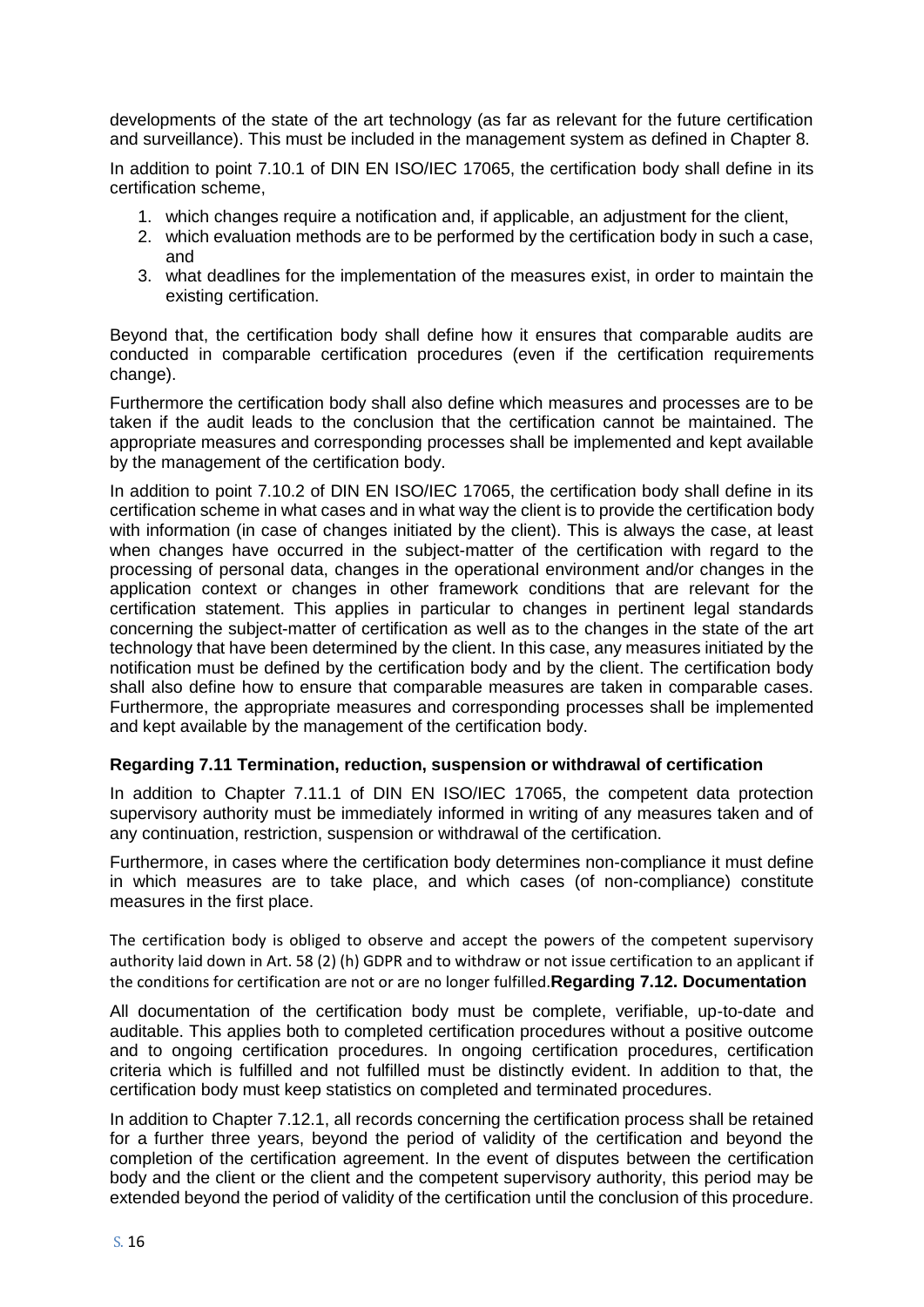developments of the state of the art technology (as far as relevant for the future certification and surveillance). This must be included in the management system as defined in Chapter 8.

In addition to point 7.10.1 of DIN EN ISO/IEC 17065, the certification body shall define in its certification scheme,

1. which changes require a notification and, if applicable, an adjustment for the client,
2. which evaluation methods are to be performed by the certification body in such a case, and
3. what deadlines for the implementation of the measures exist, in order to maintain the existing certification.

Beyond that, the certification body shall define how it ensures that comparable audits are conducted in comparable certification procedures (even if the certification requirements change).

Furthermore the certification body shall also define which measures and processes are to be taken if the audit leads to the conclusion that the certification cannot be maintained. The appropriate measures and corresponding processes shall be implemented and kept available by the management of the certification body.

In addition to point 7.10.2 of DIN EN ISO/IEC 17065, the certification body shall define in its certification scheme in what cases and in what way the client is to provide the certification body with information (in case of changes initiated by the client). This is always the case, at least when changes have occurred in the subject-matter of the certification with regard to the processing of personal data, changes in the operational environment and/or changes in the application context or changes in other framework conditions that are relevant for the certification statement. This applies in particular to changes in pertinent legal standards concerning the subject-matter of certification as well as to the changes in the state of the art technology that have been determined by the client. In this case, any measures initiated by the notification must be defined by the certification body and by the client. The certification body shall also define how to ensure that comparable measures are taken in comparable cases. Furthermore, the appropriate measures and corresponding processes shall be implemented and kept available by the management of the certification body.

### Regarding 7.11 Termination, reduction, suspension or withdrawal of certification

In addition to Chapter 7.11.1 of DIN EN ISO/IEC 17065, the competent data protection supervisory authority must be immediately informed in writing of any measures taken and of any continuation, restriction, suspension or withdrawal of the certification.

Furthermore, in cases where the certification body determines non-compliance it must define in which measures are to take place, and which cases (of non-compliance) constitute measures in the first place.

The certification body is obliged to observe and accept the powers of the competent supervisory authority laid down in Art. 58 (2) (h) GDPR and to withdraw or not issue certification to an applicant if the conditions for certification are not or are no longer fulfilled.

### Regarding 7.12. Documentation

All documentation of the certification body must be complete, verifiable, up-to-date and auditable. This applies both to completed certification procedures without a positive outcome and to ongoing certification procedures. In ongoing certification procedures, certification criteria which is fulfilled and not fulfilled must be distinctly evident. In addition to that, the certification body must keep statistics on completed and terminated procedures.

In addition to Chapter 7.12.1, all records concerning the certification process shall be retained for a further three years, beyond the period of validity of the certification and beyond the completion of the certification agreement. In the event of disputes between the certification body and the client or the client and the competent supervisory authority, this period may be extended beyond the period of validity of the certification until the conclusion of this procedure.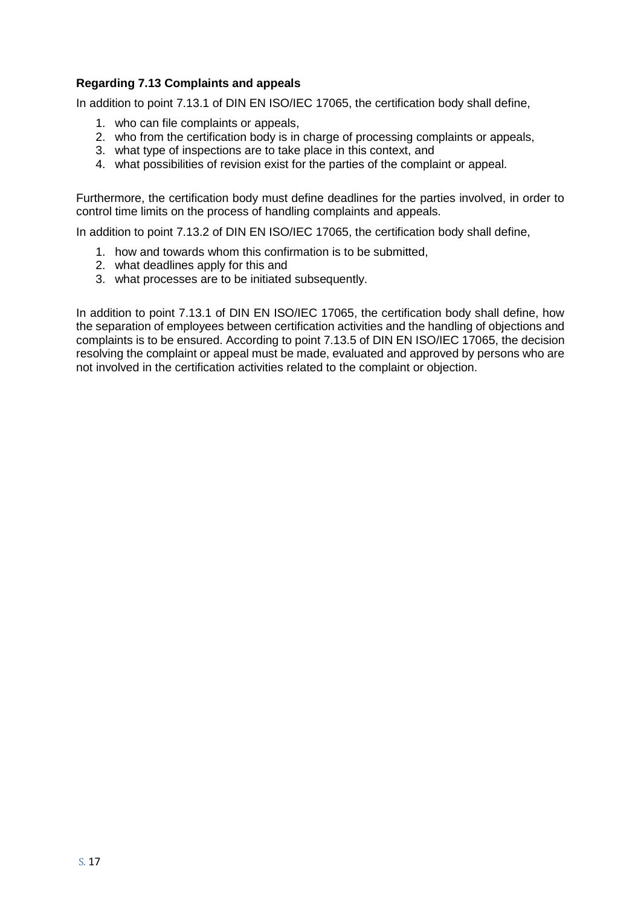**Regarding 7.13 Complaints and appeals**

In addition to point 7.13.1 of DIN EN ISO/IEC 17065, the certification body shall define,

1. who can file complaints or appeals,
2. who from the certification body is in charge of processing complaints or appeals,
3. what type of inspections are to take place in this context, and
4. what possibilities of revision exist for the parties of the complaint or appeal.

Furthermore, the certification body must define deadlines for the parties involved, in order to control time limits on the process of handling complaints and appeals.

In addition to point 7.13.2 of DIN EN ISO/IEC 17065, the certification body shall define,

1. how and towards whom this confirmation is to be submitted,
2. what deadlines apply for this and
3. what processes are to be initiated subsequently.

In addition to point 7.13.1 of DIN EN ISO/IEC 17065, the certification body shall define, how the separation of employees between certification activities and the handling of objections and complaints is to be ensured. According to point 7.13.5 of DIN EN ISO/IEC 17065, the decision resolving the complaint or appeal must be made, evaluated and approved by persons who are not involved in the certification activities related to the complaint or objection.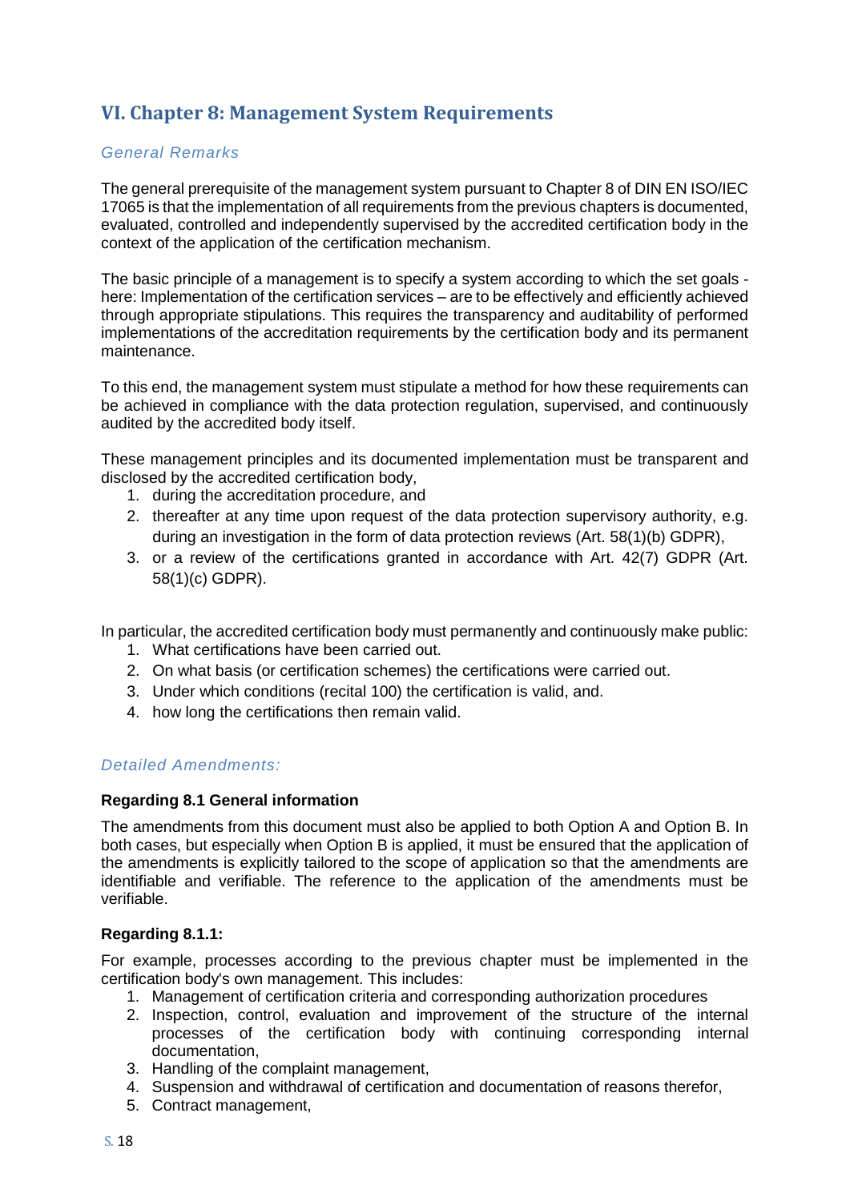## VI. Chapter 8: Management System Requirements

### *General Remarks*

The general prerequisite of the management system pursuant to Chapter 8 of DIN EN ISO/IEC 17065 is that the implementation of all requirements from the previous chapters is documented, evaluated, controlled and independently supervised by the accredited certification body in the context of the application of the certification mechanism.

The basic principle of a management is to specify a system according to which the set goals - here: Implementation of the certification services – are to be effectively and efficiently achieved through appropriate stipulations. This requires the transparency and auditability of performed implementations of the accreditation requirements by the certification body and its permanent maintenance.

To this end, the management system must stipulate a method for how these requirements can be achieved in compliance with the data protection regulation, supervised, and continuously audited by the accredited body itself.

These management principles and its documented implementation must be transparent and disclosed by the accredited certification body,

1. during the accreditation procedure, and
2. thereafter at any time upon request of the data protection supervisory authority, e.g. during an investigation in the form of data protection reviews (Art. 58(1)(b) GDPR),
3. or a review of the certifications granted in accordance with Art. 42(7) GDPR (Art. 58(1)(c) GDPR).

In particular, the accredited certification body must permanently and continuously make public:

1. What certifications have been carried out.
2. On what basis (or certification schemes) the certifications were carried out.
3. Under which conditions (recital 100) the certification is valid, and.
4. how long the certifications then remain valid.

### *Detailed Amendments:*

**Regarding 8.1 General information**

The amendments from this document must also be applied to both Option A and Option B. In both cases, but especially when Option B is applied, it must be ensured that the application of the amendments is explicitly tailored to the scope of application so that the amendments are identifiable and verifiable. The reference to the application of the amendments must be verifiable.

**Regarding 8.1.1:**

For example, processes according to the previous chapter must be implemented in the certification body's own management. This includes:

1. Management of certification criteria and corresponding authorization procedures
2. Inspection, control, evaluation and improvement of the structure of the internal processes of the certification body with continuing corresponding internal documentation,
3. Handling of the complaint management,
4. Suspension and withdrawal of certification and documentation of reasons therefor,
5. Contract management,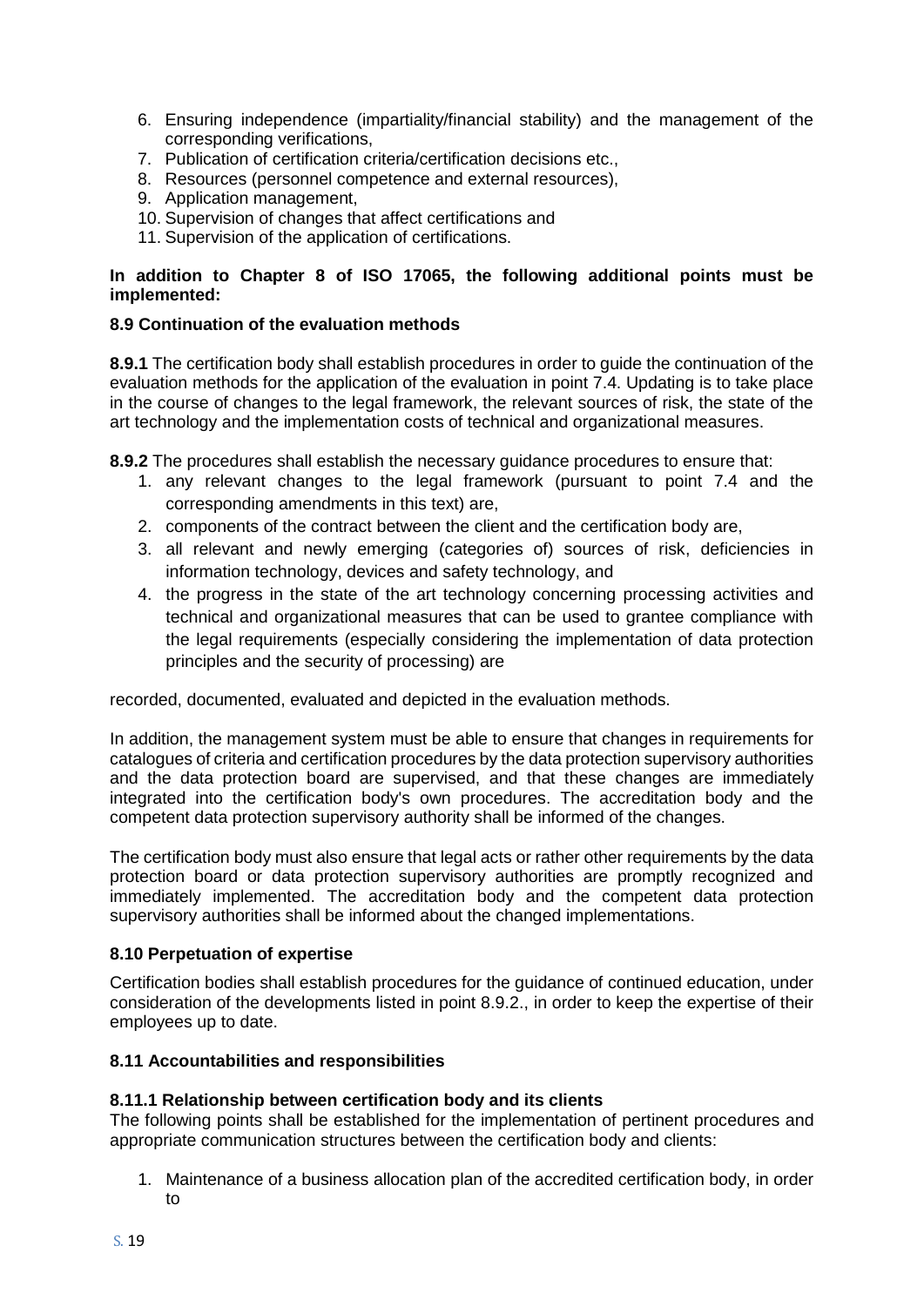6. Ensuring independence (impartiality/financial stability) and the management of the corresponding verifications,
7. Publication of certification criteria/certification decisions etc.,
8. Resources (personnel competence and external resources),
9. Application management,
10. Supervision of changes that affect certifications and
11. Supervision of the application of certifications.

**In addition to Chapter 8 of ISO 17065, the following additional points must be implemented:**

### 8.9 Continuation of the evaluation methods

**8.9.1** The certification body shall establish procedures in order to guide the continuation of the evaluation methods for the application of the evaluation in point 7.4. Updating is to take place in the course of changes to the legal framework, the relevant sources of risk, the state of the art technology and the implementation costs of technical and organizational measures.

**8.9.2** The procedures shall establish the necessary guidance procedures to ensure that:

1. any relevant changes to the legal framework (pursuant to point 7.4 and the corresponding amendments in this text) are,
2. components of the contract between the client and the certification body are,
3. all relevant and newly emerging (categories of) sources of risk, deficiencies in information technology, devices and safety technology, and
4. the progress in the state of the art technology concerning processing activities and technical and organizational measures that can be used to grantee compliance with the legal requirements (especially considering the implementation of data protection principles and the security of processing) are

recorded, documented, evaluated and depicted in the evaluation methods.

In addition, the management system must be able to ensure that changes in requirements for catalogues of criteria and certification procedures by the data protection supervisory authorities and the data protection board are supervised, and that these changes are immediately integrated into the certification body's own procedures. The accreditation body and the competent data protection supervisory authority shall be informed of the changes.

The certification body must also ensure that legal acts or rather other requirements by the data protection board or data protection supervisory authorities are promptly recognized and immediately implemented. The accreditation body and the competent data protection supervisory authorities shall be informed about the changed implementations.

### 8.10 Perpetuation of expertise

Certification bodies shall establish procedures for the guidance of continued education, under consideration of the developments listed in point 8.9.2., in order to keep the expertise of their employees up to date.

### 8.11 Accountabilities and responsibilities

#### 8.11.1 Relationship between certification body and its clients

The following points shall be established for the implementation of pertinent procedures and appropriate communication structures between the certification body and clients:

1. Maintenance of a business allocation plan of the accredited certification body, in order to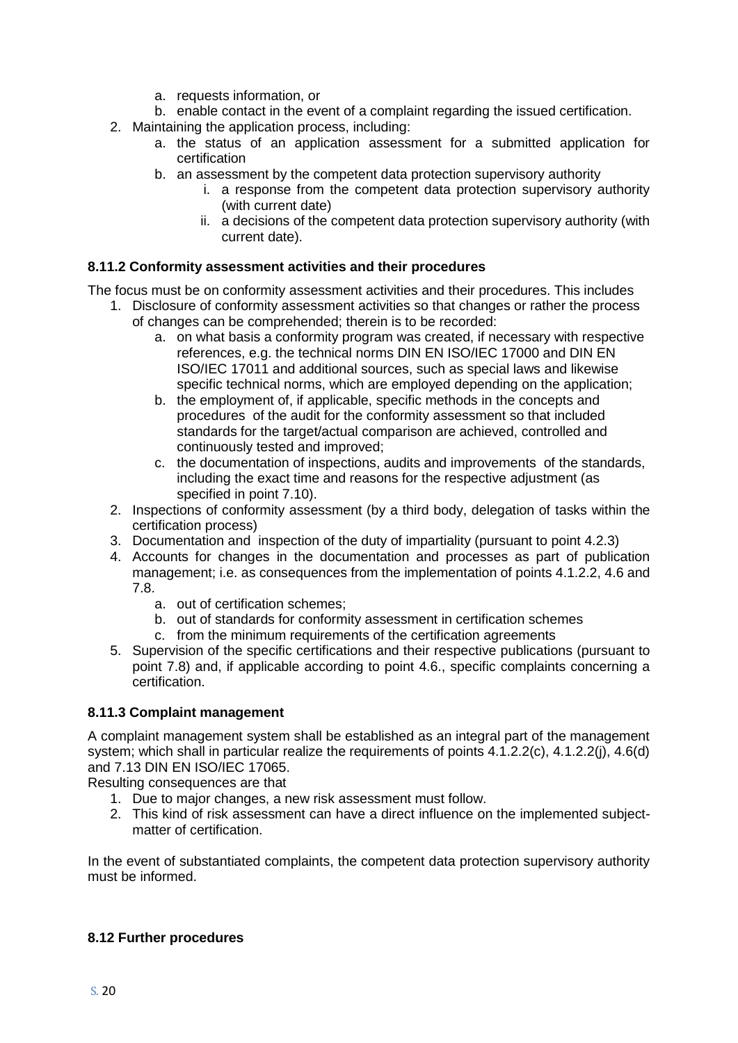a. requests information, or
   b. enable contact in the event of a complaint regarding the issued certification.
2. Maintaining the application process, including:
   a. the status of an application assessment for a submitted application for certification
   b. an assessment by the competent data protection supervisory authority
      i. a response from the competent data protection supervisory authority (with current date)
      ii. a decisions of the competent data protection supervisory authority (with current date).

#### 8.11.2 Conformity assessment activities and their procedures

The focus must be on conformity assessment activities and their procedures. This includes

1. Disclosure of conformity assessment activities so that changes or rather the process of changes can be comprehended; therein is to be recorded:
   a. on what basis a conformity program was created, if necessary with respective references, e.g. the technical norms DIN EN ISO/IEC 17000 and DIN EN ISO/IEC 17011 and additional sources, such as special laws and likewise specific technical norms, which are employed depending on the application;
   b. the employment of, if applicable, specific methods in the concepts and procedures of the audit for the conformity assessment so that included standards for the target/actual comparison are achieved, controlled and continuously tested and improved;
   c. the documentation of inspections, audits and improvements of the standards, including the exact time and reasons for the respective adjustment (as specified in point 7.10).
2. Inspections of conformity assessment (by a third body, delegation of tasks within the certification process)
3. Documentation and inspection of the duty of impartiality (pursuant to point 4.2.3)
4. Accounts for changes in the documentation and processes as part of publication management; i.e. as consequences from the implementation of points 4.1.2.2, 4.6 and 7.8.
   a. out of certification schemes;
   b. out of standards for conformity assessment in certification schemes
   c. from the minimum requirements of the certification agreements
5. Supervision of the specific certifications and their respective publications (pursuant to point 7.8) and, if applicable according to point 4.6., specific complaints concerning a certification.

#### 8.11.3 Complaint management

A complaint management system shall be established as an integral part of the management system; which shall in particular realize the requirements of points 4.1.2.2(c), 4.1.2.2(j), 4.6(d) and 7.13 DIN EN ISO/IEC 17065.

Resulting consequences are that

1. Due to major changes, a new risk assessment must follow.
2. This kind of risk assessment can have a direct influence on the implemented subject-matter of certification.

In the event of substantiated complaints, the competent data protection supervisory authority must be informed.

### 8.12 Further procedures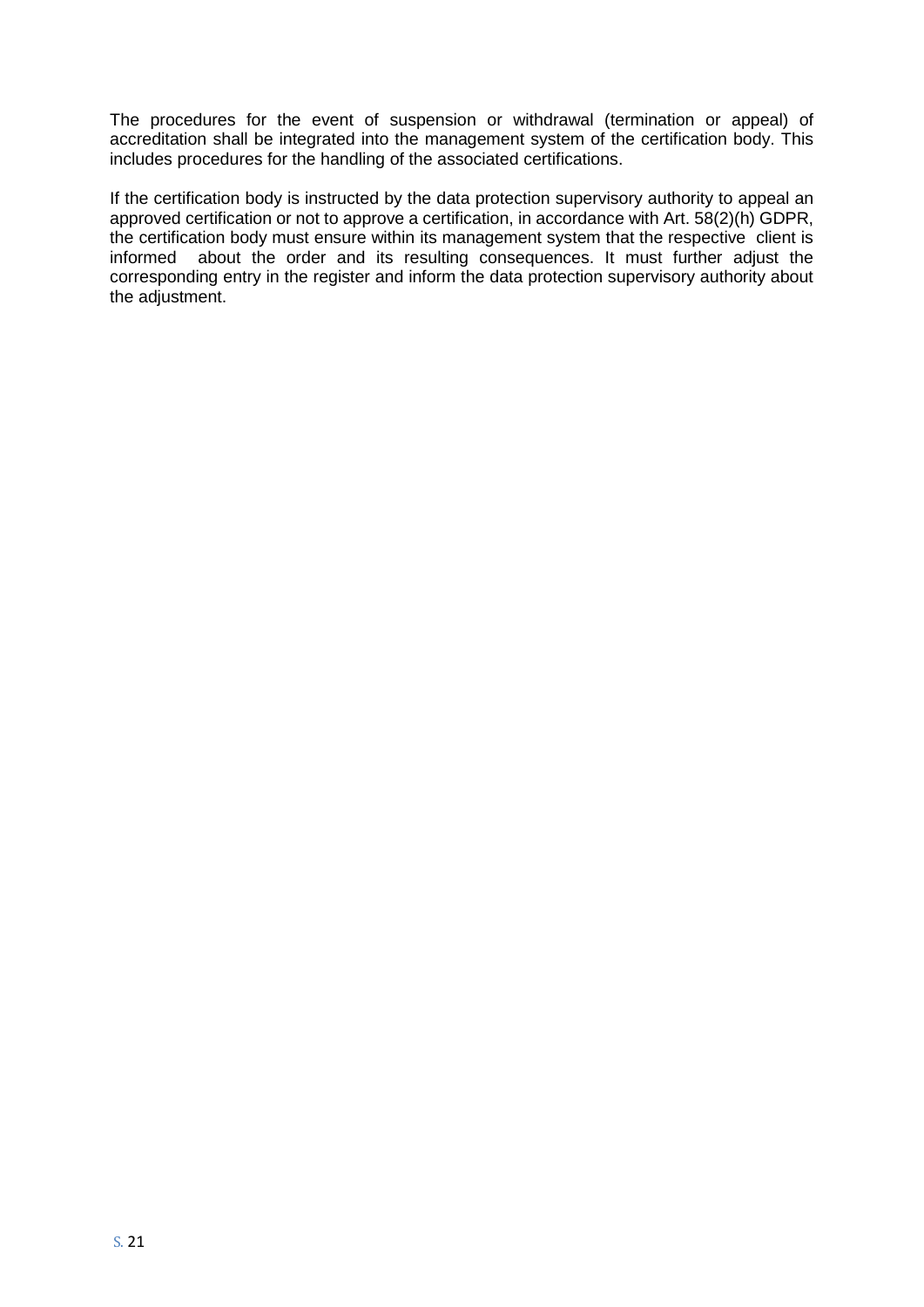The procedures for the event of suspension or withdrawal (termination or appeal) of accreditation shall be integrated into the management system of the certification body. This includes procedures for the handling of the associated certifications.

If the certification body is instructed by the data protection supervisory authority to appeal an approved certification or not to approve a certification, in accordance with Art. 58(2)(h) GDPR, the certification body must ensure within its management system that the respective client is informed about the order and its resulting consequences. It must further adjust the corresponding entry in the register and inform the data protection supervisory authority about the adjustment.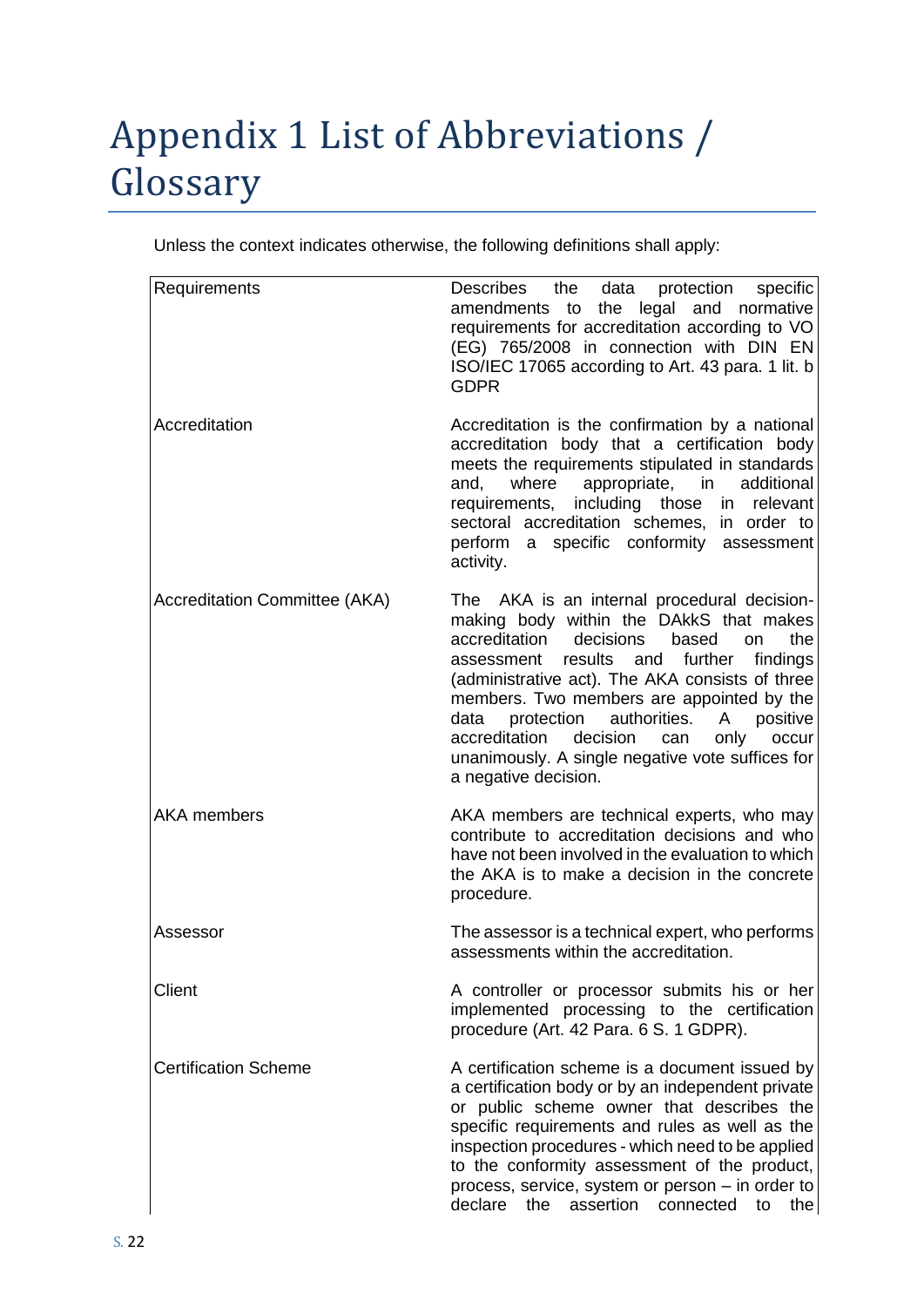# Appendix 1 List of Abbreviations / Glossary

Unless the context indicates otherwise, the following definitions shall apply:

| | |
|---|---|
| Requirements | Describes the data protection specific amendments to the legal and normative requirements for accreditation according to VO (EG) 765/2008 in connection with DIN EN ISO/IEC 17065 according to Art. 43 para. 1 lit. b GDPR |
| Accreditation | Accreditation is the confirmation by a national accreditation body that a certification body meets the requirements stipulated in standards and, where appropriate, in additional requirements, including those in relevant sectoral accreditation schemes, in order to perform a specific conformity assessment activity. |
| Accreditation Committee (AKA) | The AKA is an internal procedural decision-making body within the DAkkS that makes accreditation decisions based on the assessment results and further findings (administrative act). The AKA consists of three members. Two members are appointed by the data protection authorities. A positive accreditation decision can only occur unanimously. A single negative vote suffices for a negative decision. |
| AKA members | AKA members are technical experts, who may contribute to accreditation decisions and who have not been involved in the evaluation to which the AKA is to make a decision in the concrete procedure. |
| Assessor | The assessor is a technical expert, who performs assessments within the accreditation. |
| Client | A controller or processor submits his or her implemented processing to the certification procedure (Art. 42 Para. 6 S. 1 GDPR). |
| Certification Scheme | A certification scheme is a document issued by a certification body or by an independent private or public scheme owner that describes the specific requirements and rules as well as the inspection procedures - which need to be applied to the conformity assessment of the product, process, service, system or person – in order to declare the assertion connected to the |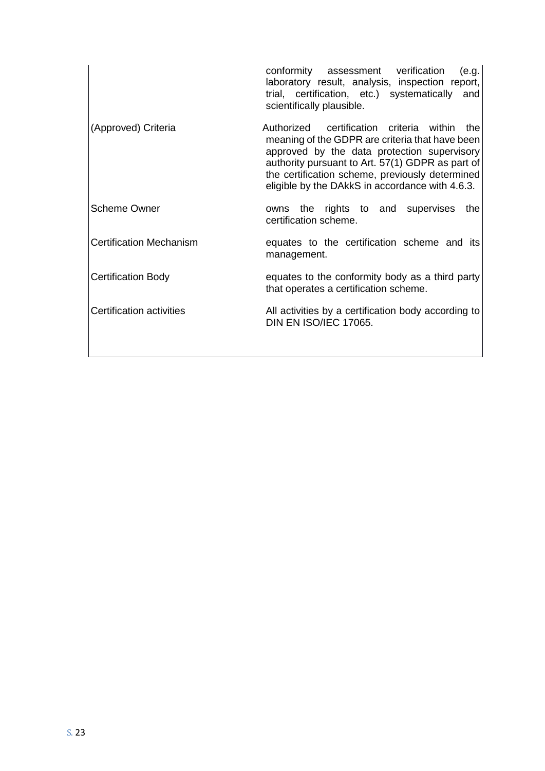| | |
|---|---|
| | conformity assessment verification (e.g. laboratory result, analysis, inspection report, trial, certification, etc.) systematically and scientifically plausible. |
| (Approved) Criteria | Authorized certification criteria within the meaning of the GDPR are criteria that have been approved by the data protection supervisory authority pursuant to Art. 57(1) GDPR as part of the certification scheme, previously determined eligible by the DAkkS in accordance with 4.6.3. |
| Scheme Owner | owns the rights to and supervises the certification scheme. |
| Certification Mechanism | equates to the certification scheme and its management. |
| Certification Body | equates to the conformity body as a third party that operates a certification scheme. |
| Certification activities | All activities by a certification body according to DIN EN ISO/IEC 17065. |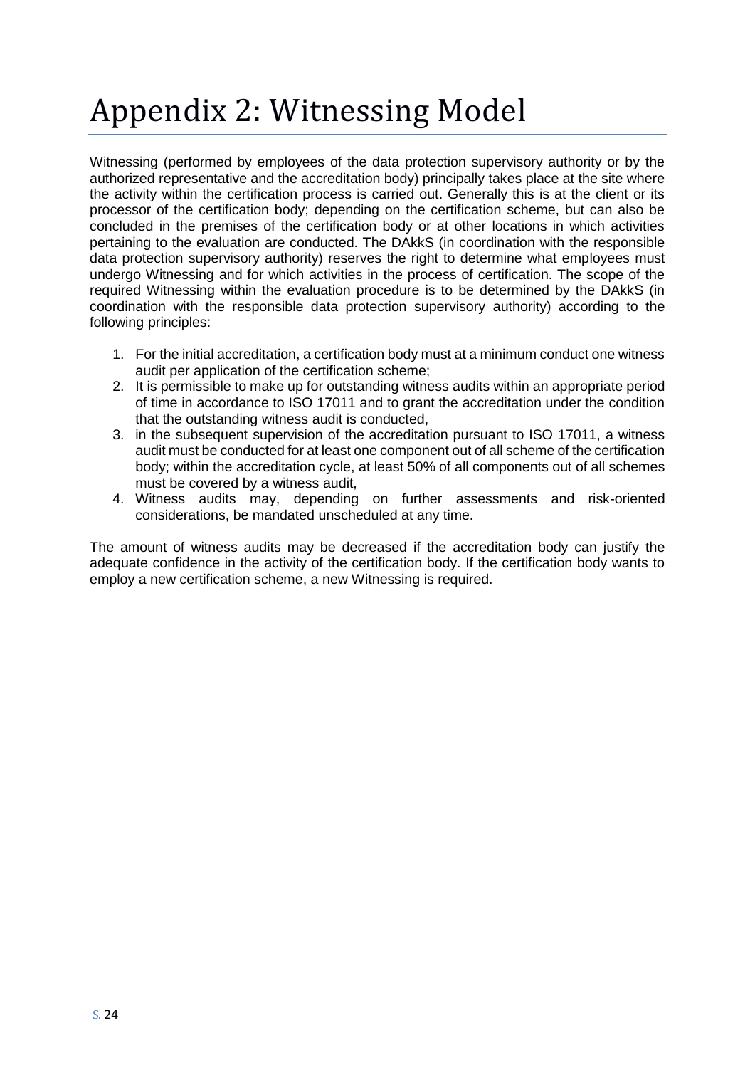# Appendix 2: Witnessing Model

Witnessing (performed by employees of the data protection supervisory authority or by the authorized representative and the accreditation body) principally takes place at the site where the activity within the certification process is carried out. Generally this is at the client or its processor of the certification body; depending on the certification scheme, but can also be concluded in the premises of the certification body or at other locations in which activities pertaining to the evaluation are conducted. The DAkkS (in coordination with the responsible data protection supervisory authority) reserves the right to determine what employees must undergo Witnessing and for which activities in the process of certification. The scope of the required Witnessing within the evaluation procedure is to be determined by the DAkkS (in coordination with the responsible data protection supervisory authority) according to the following principles:

1. For the initial accreditation, a certification body must at a minimum conduct one witness audit per application of the certification scheme;
2. It is permissible to make up for outstanding witness audits within an appropriate period of time in accordance to ISO 17011 and to grant the accreditation under the condition that the outstanding witness audit is conducted,
3. in the subsequent supervision of the accreditation pursuant to ISO 17011, a witness audit must be conducted for at least one component out of all scheme of the certification body; within the accreditation cycle, at least 50% of all components out of all schemes must be covered by a witness audit,
4. Witness audits may, depending on further assessments and risk-oriented considerations, be mandated unscheduled at any time.

The amount of witness audits may be decreased if the accreditation body can justify the adequate confidence in the activity of the certification body. If the certification body wants to employ a new certification scheme, a new Witnessing is required.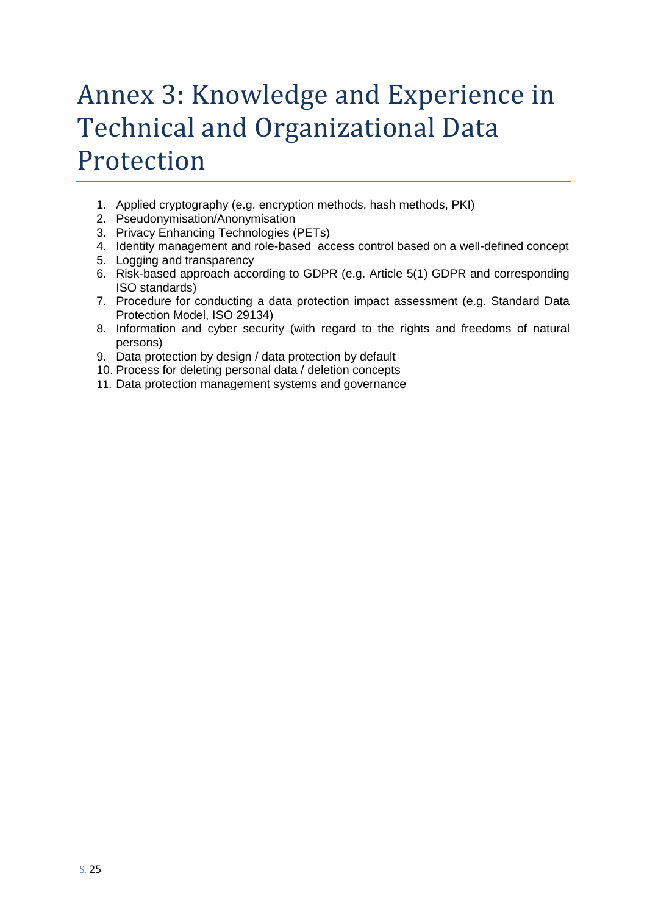# Annex 3: Knowledge and Experience in Technical and Organizational Data Protection

1. Applied cryptography (e.g. encryption methods, hash methods, PKI)
2. Pseudonymisation/Anonymisation
3. Privacy Enhancing Technologies (PETs)
4. Identity management and role-based access control based on a well-defined concept
5. Logging and transparency
6. Risk-based approach according to GDPR (e.g. Article 5(1) GDPR and corresponding ISO standards)
7. Procedure for conducting a data protection impact assessment (e.g. Standard Data Protection Model, ISO 29134)
8. Information and cyber security (with regard to the rights and freedoms of natural persons)
9. Data protection by design / data protection by default
10. Process for deleting personal data / deletion concepts
11. Data protection management systems and governance